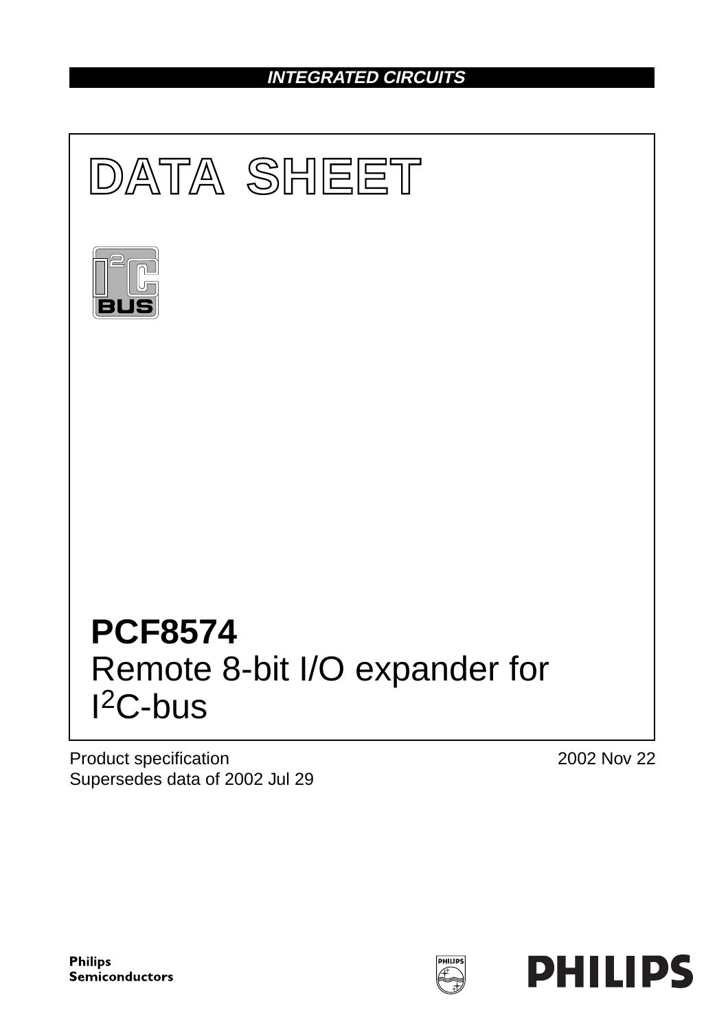**INTEGRATED CIRCUITS**

# DATA SHEET

# PCF8574
## Remote 8-bit I/O expander for $I^2C$-bus

Product specification
Supersedes data of 2002 Jul 29

2002 Nov 22

**Philips Semiconductors**

**PHILIPS**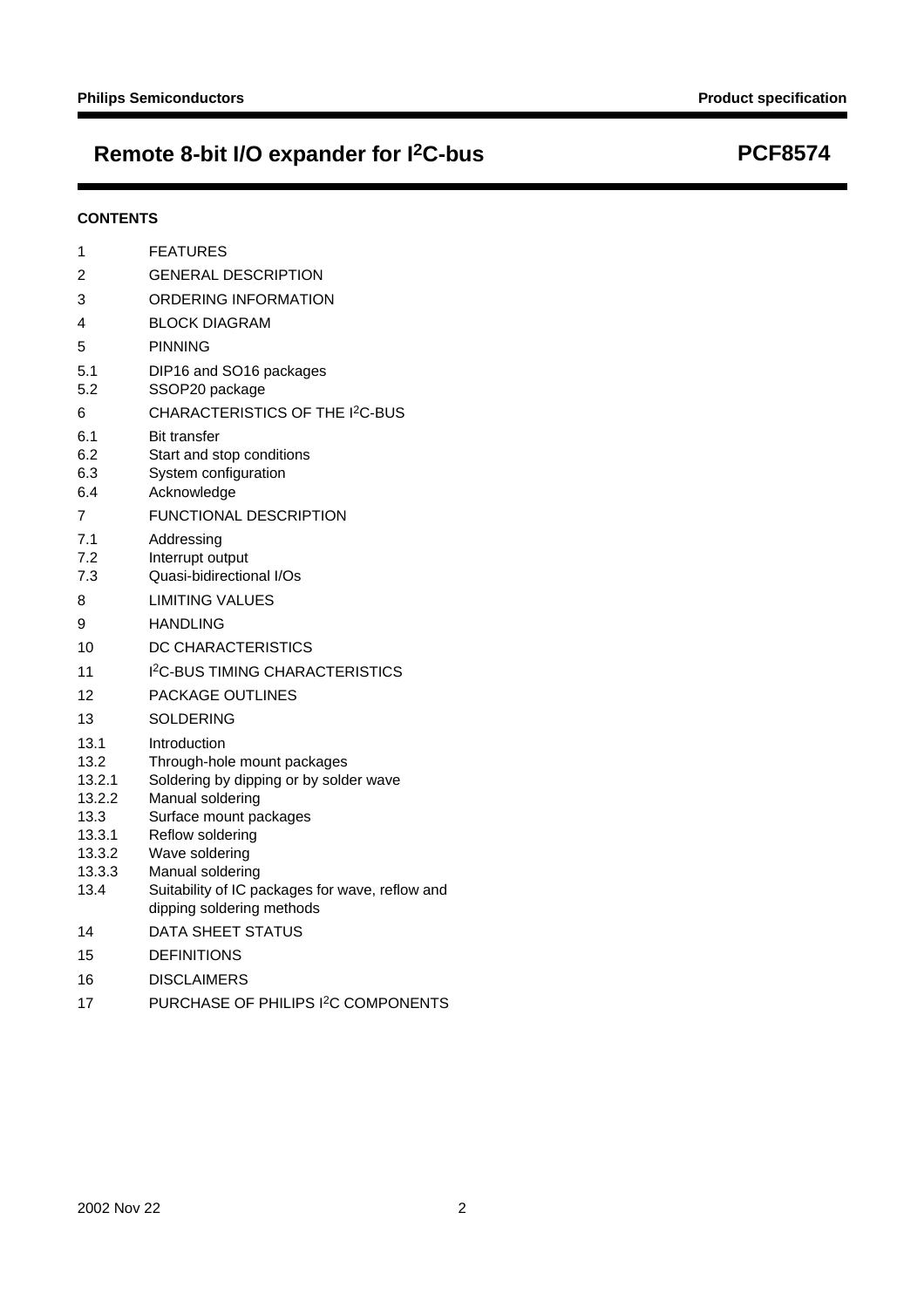## CONTENTS

| | |
|---|---|
| 1 | FEATURES |
| 2 | GENERAL DESCRIPTION |
| 3 | ORDERING INFORMATION |
| 4 | BLOCK DIAGRAM |
| 5 | PINNING |
| 5.1 | DIP16 and SO16 packages |
| 5.2 | SSOP20 package |
| 6 | CHARACTERISTICS OF THE I$^2$C-BUS |
| 6.1 | Bit transfer |
| 6.2 | Start and stop conditions |
| 6.3 | System configuration |
| 6.4 | Acknowledge |
| 7 | FUNCTIONAL DESCRIPTION |
| 7.1 | Addressing |
| 7.2 | Interrupt output |
| 7.3 | Quasi-bidirectional I/Os |
| 8 | LIMITING VALUES |
| 9 | HANDLING |
| 10 | DC CHARACTERISTICS |
| 11 | I$^2$C-BUS TIMING CHARACTERISTICS |
| 12 | PACKAGE OUTLINES |
| 13 | SOLDERING |
| 13.1 | Introduction |
| 13.2 | Through-hole mount packages |
| 13.2.1 | Soldering by dipping or by solder wave |
| 13.2.2 | Manual soldering |
| 13.3 | Surface mount packages |
| 13.3.1 | Reflow soldering |
| 13.3.2 | Wave soldering |
| 13.3.3 | Manual soldering |
| 13.4 | Suitability of IC packages for wave, reflow and dipping soldering methods |
| 14 | DATA SHEET STATUS |
| 15 | DEFINITIONS |
| 16 | DISCLAIMERS |
| 17 | PURCHASE OF PHILIPS I$^2$C COMPONENTS |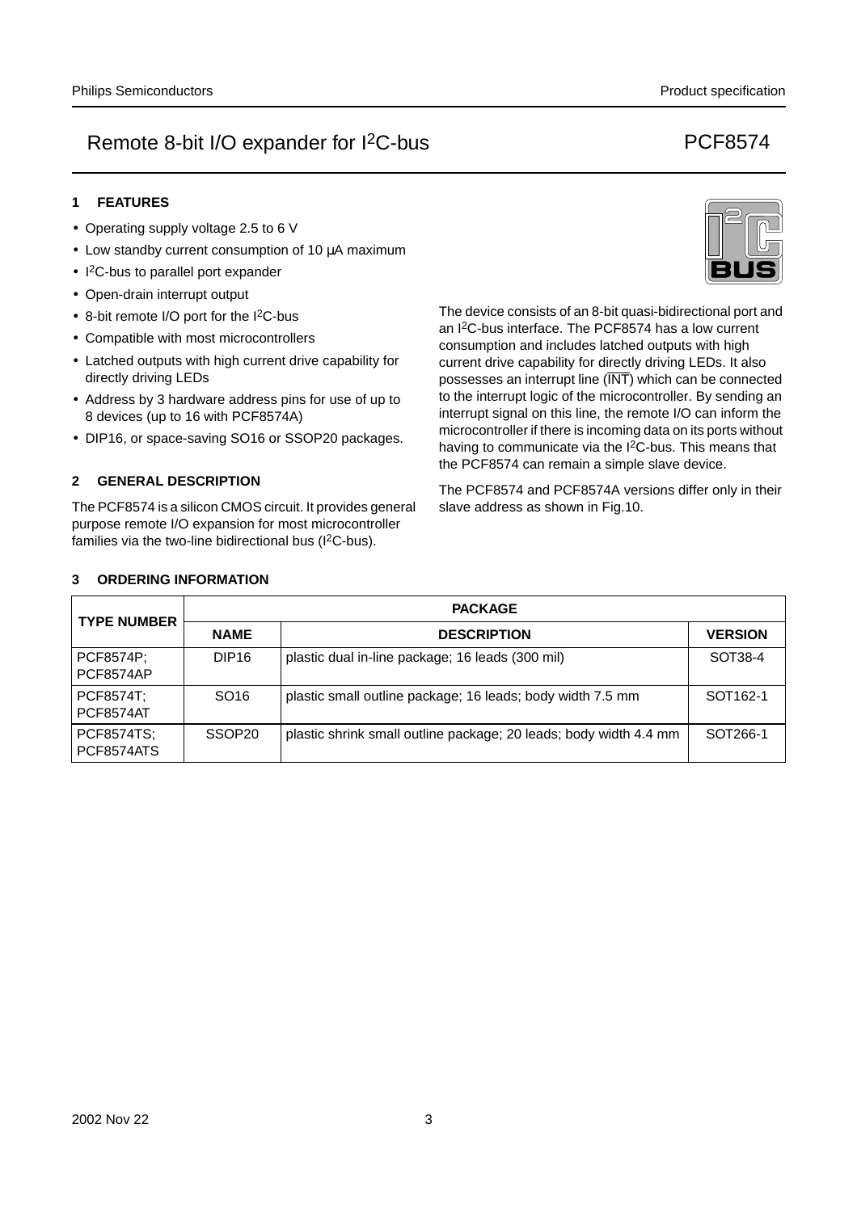## 1 FEATURES

- Operating supply voltage 2.5 to 6 V
- Low standby current consumption of 10 µA maximum
- I²C-bus to parallel port expander
- Open-drain interrupt output
- 8-bit remote I/O port for the I²C-bus
- Compatible with most microcontrollers
- Latched outputs with high current drive capability for directly driving LEDs
- Address by 3 hardware address pins for use of up to 8 devices (up to 16 with PCF8574A)
- DIP16, or space-saving SO16 or SSOP20 packages.

## 2 GENERAL DESCRIPTION

The PCF8574 is a silicon CMOS circuit. It provides general purpose remote I/O expansion for most microcontroller families via the two-line bidirectional bus (I²C-bus).

The device consists of an 8-bit quasi-bidirectional port and an I²C-bus interface. The PCF8574 has a low current consumption and includes latched outputs with high current drive capability for directly driving LEDs. It also possesses an interrupt line ($\overline{INT}$) which can be connected to the interrupt logic of the microcontroller. By sending an interrupt signal on this line, the remote I/O can inform the microcontroller if there is incoming data on its ports without having to communicate via the I²C-bus. This means that the PCF8574 can remain a simple slave device.

The PCF8574 and PCF8574A versions differ only in their slave address as shown in Fig.10.

## 3 ORDERING INFORMATION

| TYPE NUMBER | PACKAGE | | |
|---|---|---|---|
| | NAME | DESCRIPTION | VERSION |
| PCF8574P; PCF8574AP | DIP16 | plastic dual in-line package; 16 leads (300 mil) | SOT38-4 |
| PCF8574T; PCF8574AT | SO16 | plastic small outline package; 16 leads; body width 7.5 mm | SOT162-1 |
| PCF8574TS; PCF8574ATS | SSOP20 | plastic shrink small outline package; 20 leads; body width 4.4 mm | SOT266-1 |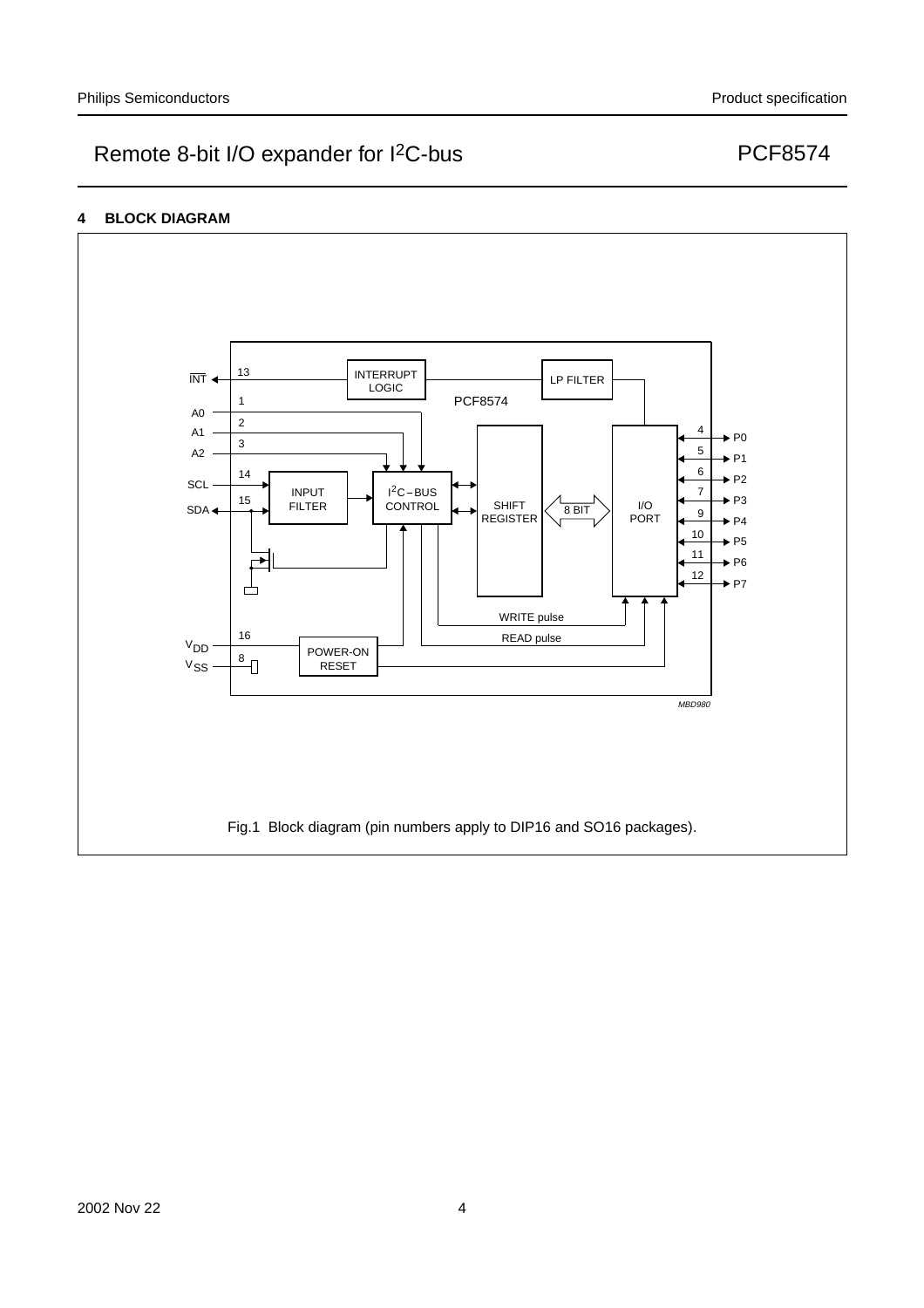## 4 BLOCK DIAGRAM

Fig.1 Block diagram (pin numbers apply to DIP16 and SO16 packages).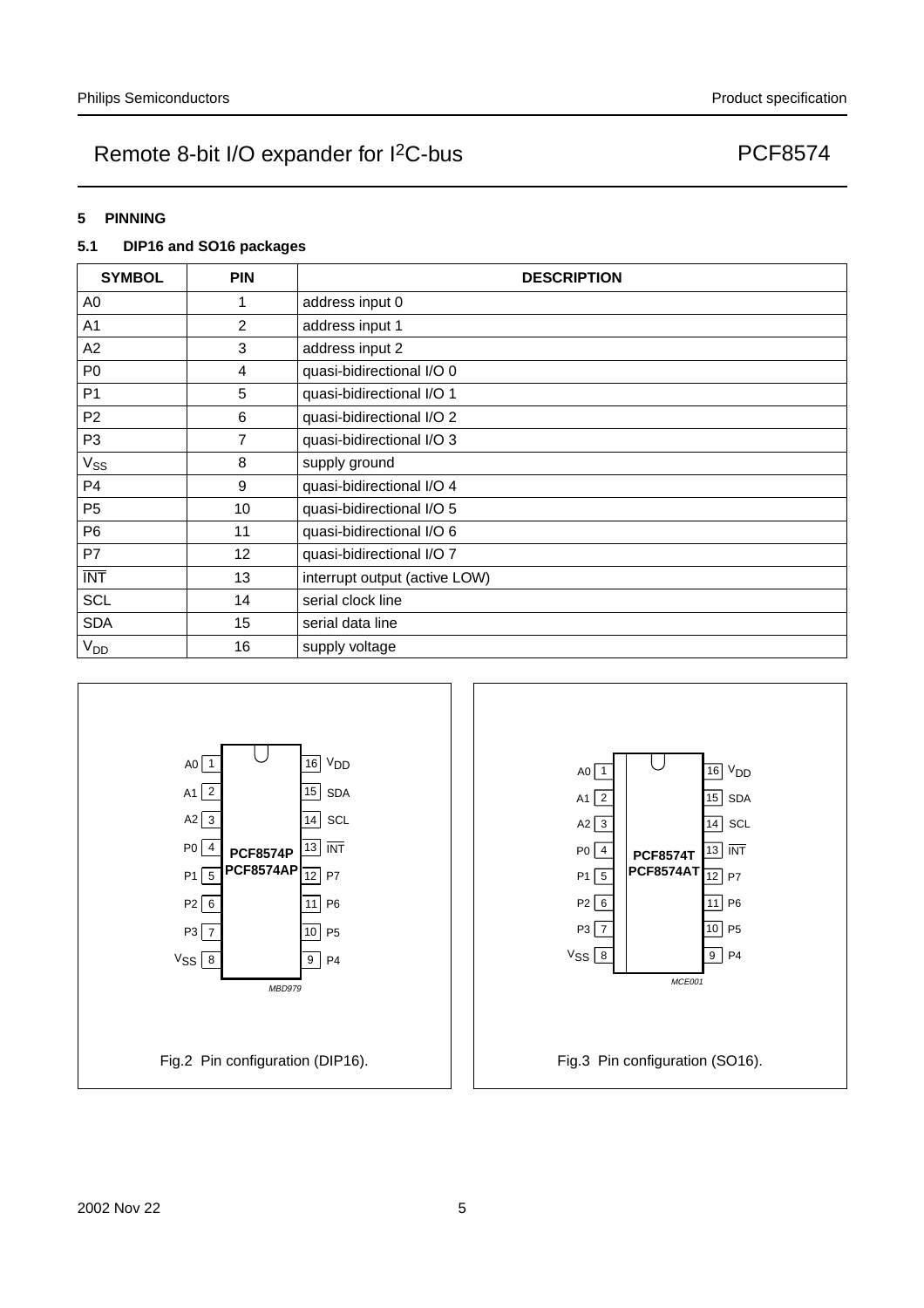## 5 PINNING

### 5.1 DIP16 and SO16 packages

| SYMBOL | PIN | DESCRIPTION |
|---|---|---|
| A0 | 1 | address input 0 |
| A1 | 2 | address input 1 |
| A2 | 3 | address input 2 |
| P0 | 4 | quasi-bidirectional I/O 0 |
| P1 | 5 | quasi-bidirectional I/O 1 |
| P2 | 6 | quasi-bidirectional I/O 2 |
| P3 | 7 | quasi-bidirectional I/O 3 |
| $V_{SS}$ | 8 | supply ground |
| P4 | 9 | quasi-bidirectional I/O 4 |
| P5 | 10 | quasi-bidirectional I/O 5 |
| P6 | 11 | quasi-bidirectional I/O 6 |
| P7 | 12 | quasi-bidirectional I/O 7 |
| $\overline{INT}$ | 13 | interrupt output (active LOW) |
| SCL | 14 | serial clock line |
| SDA | 15 | serial data line |
| $V_{DD}$ | 16 | supply voltage |

Fig.2 Pin configuration (DIP16).

Fig.3 Pin configuration (SO16).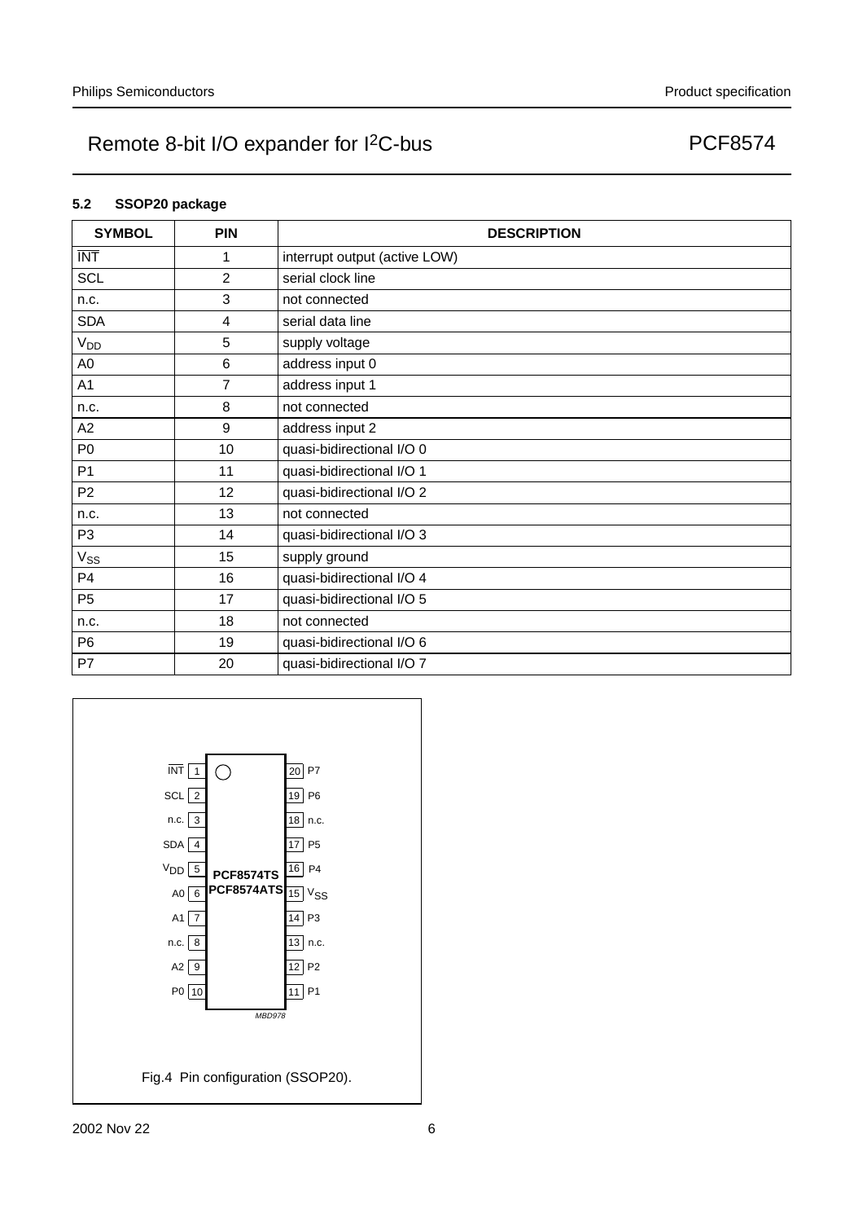### 5.2 SSOP20 package

| SYMBOL | PIN | DESCRIPTION |
|---|---|---|
| $\overline{INT}$ | 1 | interrupt output (active LOW) |
| SCL | 2 | serial clock line |
| n.c. | 3 | not connected |
| SDA | 4 | serial data line |
| $V_{DD}$ | 5 | supply voltage |
| A0 | 6 | address input 0 |
| A1 | 7 | address input 1 |
| n.c. | 8 | not connected |
| A2 | 9 | address input 2 |
| P0 | 10 | quasi-bidirectional I/O 0 |
| P1 | 11 | quasi-bidirectional I/O 1 |
| P2 | 12 | quasi-bidirectional I/O 2 |
| n.c. | 13 | not connected |
| P3 | 14 | quasi-bidirectional I/O 3 |
| $V_{SS}$ | 15 | supply ground |
| P4 | 16 | quasi-bidirectional I/O 4 |
| P5 | 17 | quasi-bidirectional I/O 5 |
| n.c. | 18 | not connected |
| P6 | 19 | quasi-bidirectional I/O 6 |
| P7 | 20 | quasi-bidirectional I/O 7 |

| Left pin | No. | PCF8574TS / PCF8574ATS | No. | Right pin |
|---|---|---|---|---|
| $\overline{INT}$ | 1 | | 20 | P7 |
| SCL | 2 | | 19 | P6 |
| n.c. | 3 | | 18 | n.c. |
| SDA | 4 | | 17 | P5 |
| $V_{DD}$ | 5 | | 16 | P4 |
| A0 | 6 | | 15 | $V_{SS}$ |
| A1 | 7 | | 14 | P3 |
| n.c. | 8 | | 13 | n.c. |
| A2 | 9 | | 12 | P2 |
| P0 | 10 | | 11 | P1 |

MBD978

Fig.4 Pin configuration (SSOP20).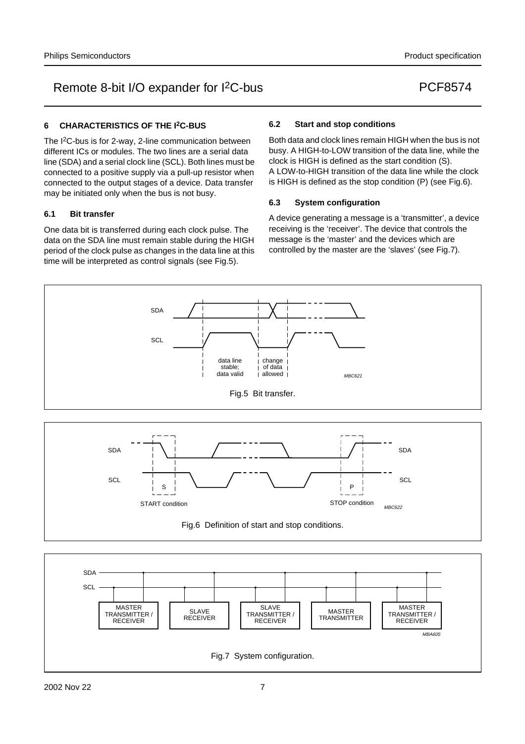## 6 CHARACTERISTICS OF THE I$^2$C-BUS

The I$^2$C-bus is for 2-way, 2-line communication between different ICs or modules. The two lines are a serial data line (SDA) and a serial clock line (SCL). Both lines must be connected to a positive supply via a pull-up resistor when connected to the output stages of a device. Data transfer may be initiated only when the bus is not busy.

### 6.1 Bit transfer

One data bit is transferred during each clock pulse. The data on the SDA line must remain stable during the HIGH period of the clock pulse as changes in the data line at this time will be interpreted as control signals (see Fig.5).

### 6.2 Start and stop conditions

Both data and clock lines remain HIGH when the bus is not busy. A HIGH-to-LOW transition of the data line, while the clock is HIGH is defined as the start condition (S). A LOW-to-HIGH transition of the data line while the clock is HIGH is defined as the stop condition (P) (see Fig.6).

### 6.3 System configuration

A device generating a message is a 'transmitter', a device receiving is the 'receiver'. The device that controls the message is the 'master' and the devices which are controlled by the master are the 'slaves' (see Fig.7).

Fig.5 Bit transfer.

Fig.6 Definition of start and stop conditions.

Fig.7 System configuration.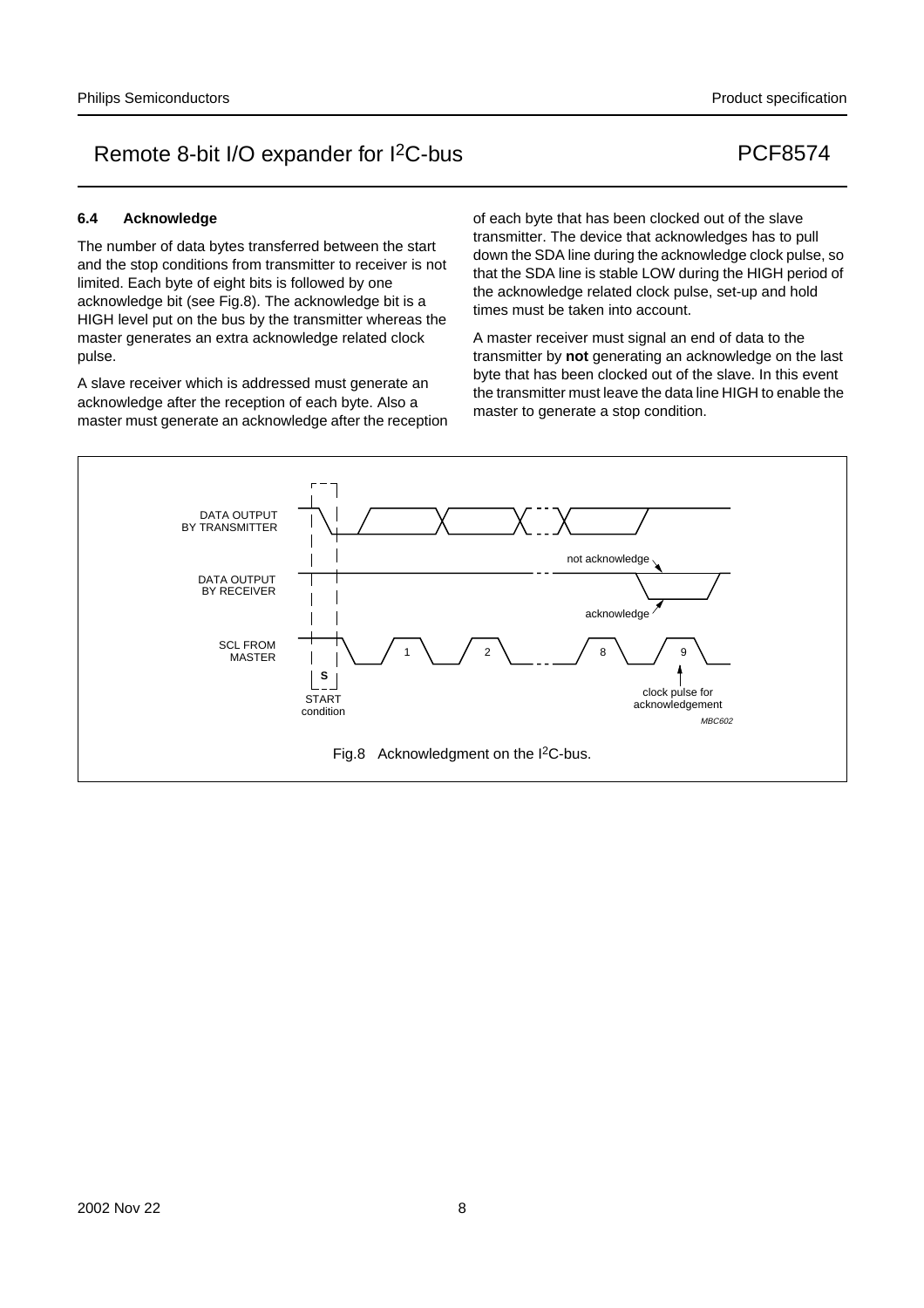### 6.4 Acknowledge

The number of data bytes transferred between the start and the stop conditions from transmitter to receiver is not limited. Each byte of eight bits is followed by one acknowledge bit (see Fig.8). The acknowledge bit is a HIGH level put on the bus by the transmitter whereas the master generates an extra acknowledge related clock pulse.

A slave receiver which is addressed must generate an acknowledge after the reception of each byte. Also a master must generate an acknowledge after the reception of each byte that has been clocked out of the slave transmitter. The device that acknowledges has to pull down the SDA line during the acknowledge clock pulse, so that the SDA line is stable LOW during the HIGH period of the acknowledge related clock pulse, set-up and hold times must be taken into account.

A master receiver must signal an end of data to the transmitter by **not** generating an acknowledge on the last byte that has been clocked out of the slave. In this event the transmitter must leave the data line HIGH to enable the master to generate a stop condition.

DATA OUTPUT BY TRANSMITTER

DATA OUTPUT BY RECEIVER

SCL FROM MASTER

not acknowledge

acknowledge

1 2 8 9

S

START condition

clock pulse for acknowledgement

MBC602

Fig.8 Acknowledgment on the I$^2$C-bus.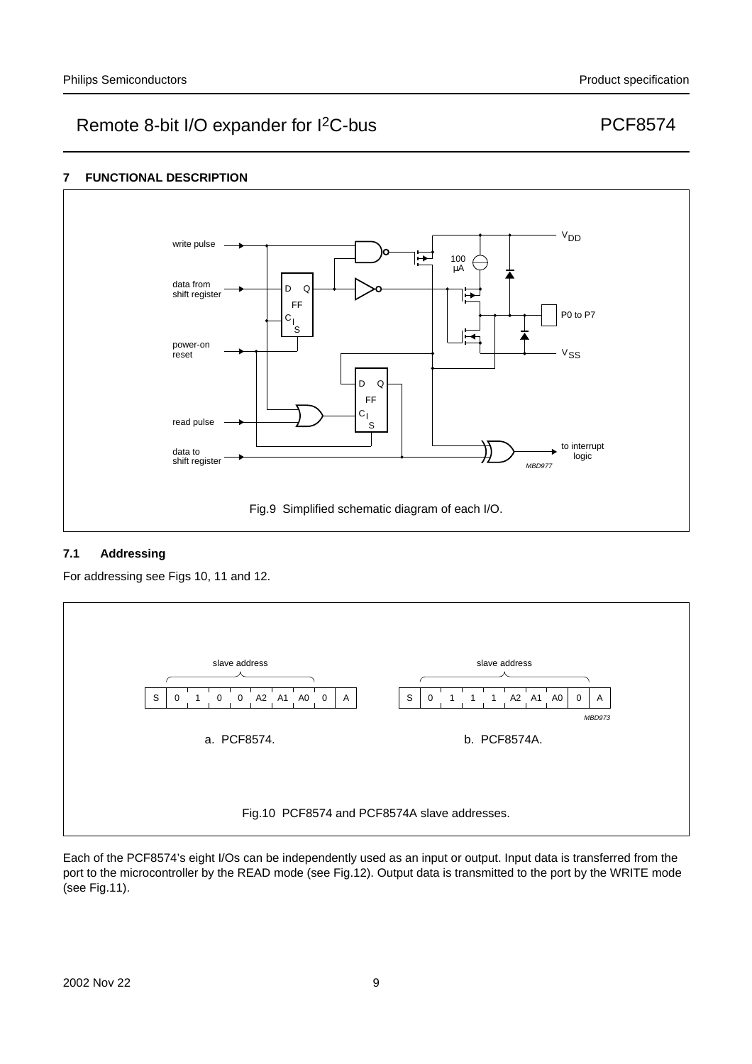## 7 FUNCTIONAL DESCRIPTION

Fig.9 Simplified schematic diagram of each I/O.

### 7.1 Addressing

For addressing see Figs 10, 11 and 12.

| S | 0 | 1 | 0 | 0 | A2 | A1 | A0 | 0 | A |
|---|---|---|---|---|---|---|---|---|---|

a. PCF8574.

| S | 0 | 1 | 1 | 1 | A2 | A1 | A0 | 0 | A |
|---|---|---|---|---|---|---|---|---|---|

b. PCF8574A.

Fig.10 PCF8574 and PCF8574A slave addresses.

Each of the PCF8574's eight I/Os can be independently used as an input or output. Input data is transferred from the port to the microcontroller by the READ mode (see Fig.12). Output data is transmitted to the port by the WRITE mode (see Fig.11).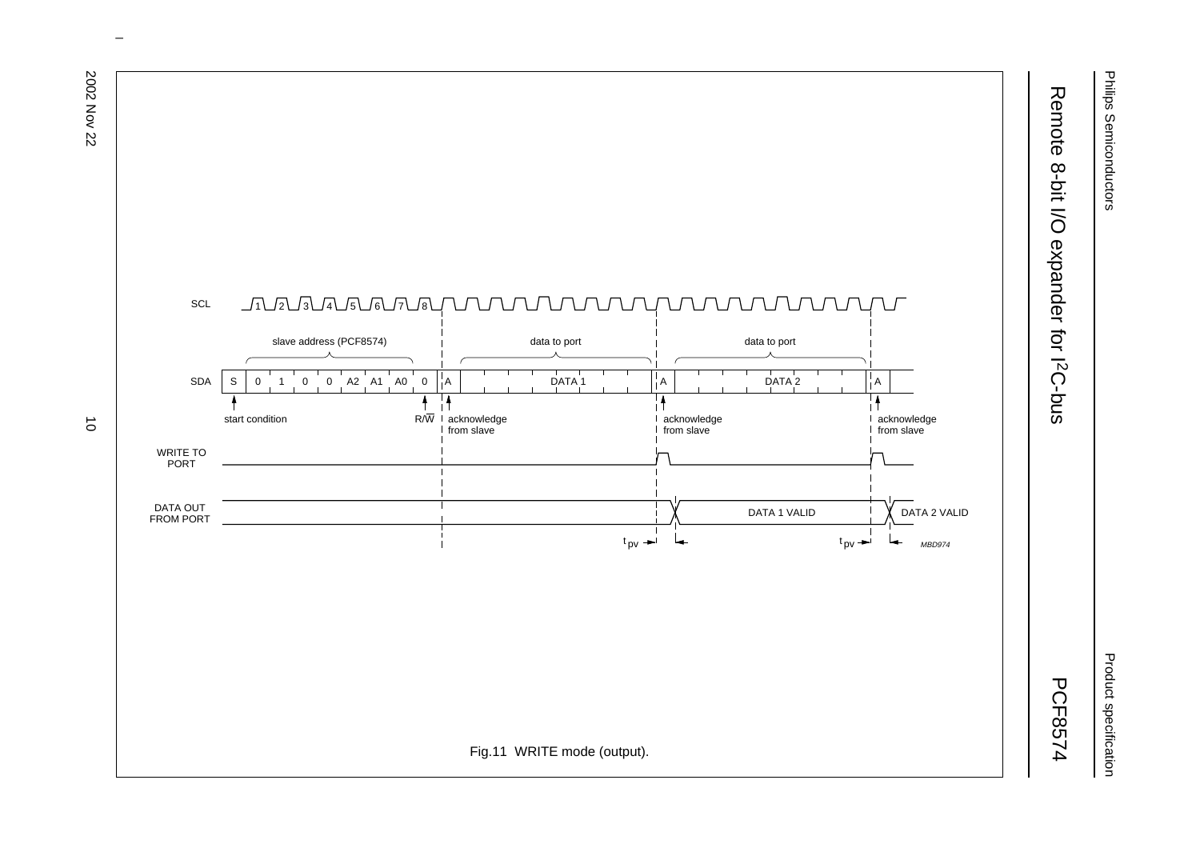SCL

slave address (PCF8574) — data to port — data to port

SDA: S | 0 | 1 | 0 | 0 | A2 | A1 | A0 | 0 | A | DATA 1 | A | DATA 2 | A

start condition — R/$\overline{W}$ — acknowledge from slave — acknowledge from slave — acknowledge from slave

WRITE TO PORT

DATA OUT FROM PORT — DATA 1 VALID — DATA 2 VALID

$t_{pv}$ — $t_{pv}$

MBD974

Fig.11 WRITE mode (output).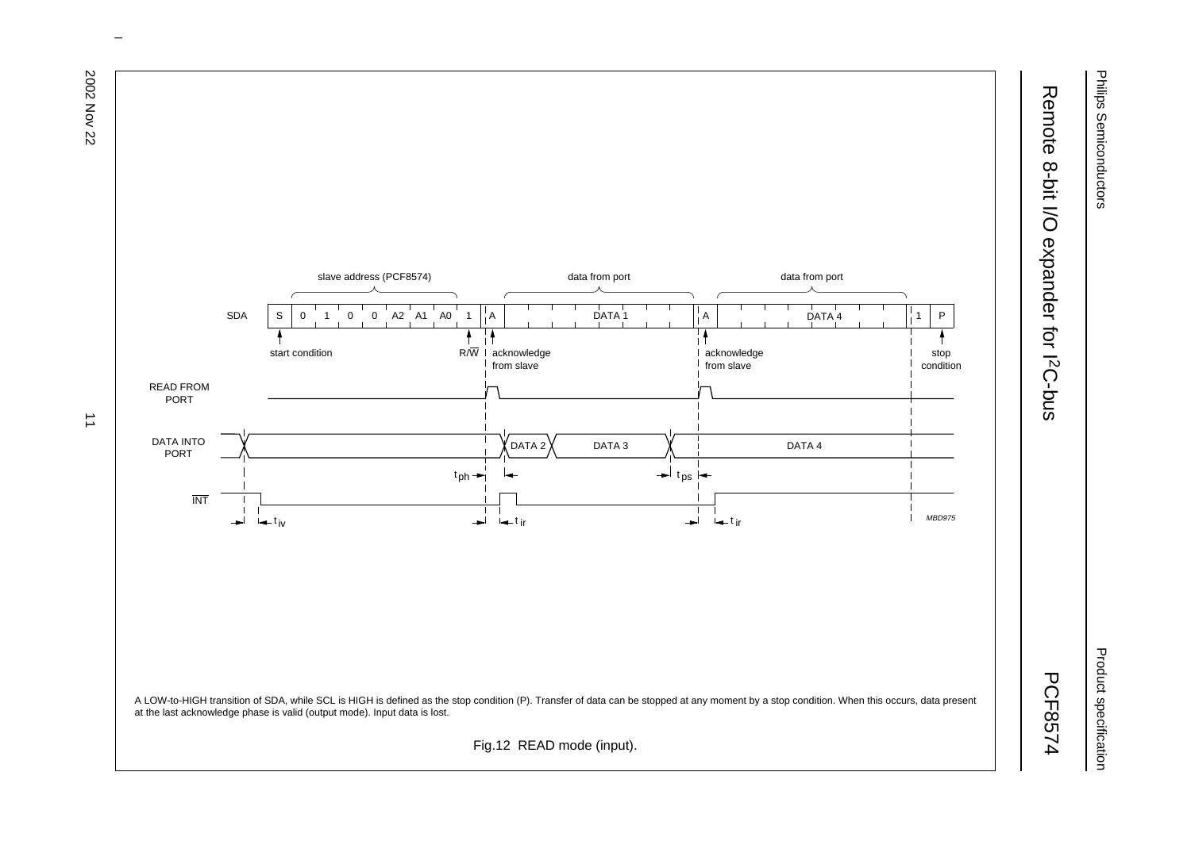A LOW-to-HIGH transition of SDA, while SCL is HIGH is defined as the stop condition (P). Transfer of data can be stopped at any moment by a stop condition. When this occurs, data present at the last acknowledge phase is valid (output mode). Input data is lost.

Fig.12 READ mode (input).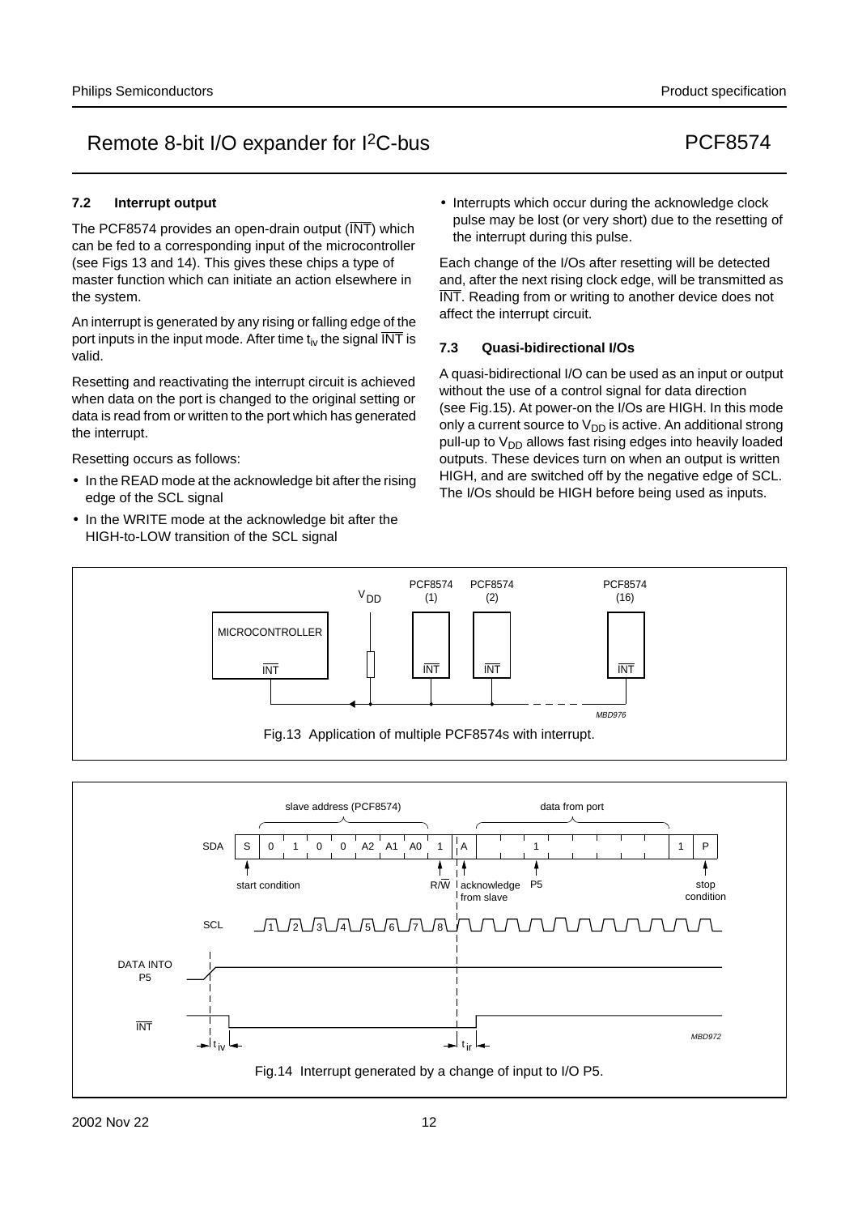### 7.2 Interrupt output

The PCF8574 provides an open-drain output ($\overline{INT}$) which can be fed to a corresponding input of the microcontroller (see Figs 13 and 14). This gives these chips a type of master function which can initiate an action elsewhere in the system.

An interrupt is generated by any rising or falling edge of the port inputs in the input mode. After time $t_{iv}$ the signal $\overline{INT}$ is valid.

Resetting and reactivating the interrupt circuit is achieved when data on the port is changed to the original setting or data is read from or written to the port which has generated the interrupt.

Resetting occurs as follows:

- In the READ mode at the acknowledge bit after the rising edge of the SCL signal
- In the WRITE mode at the acknowledge bit after the HIGH-to-LOW transition of the SCL signal
- Interrupts which occur during the acknowledge clock pulse may be lost (or very short) due to the resetting of the interrupt during this pulse.

Each change of the I/Os after resetting will be detected and, after the next rising clock edge, will be transmitted as $\overline{INT}$. Reading from or writing to another device does not affect the interrupt circuit.

### 7.3 Quasi-bidirectional I/Os

A quasi-bidirectional I/O can be used as an input or output without the use of a control signal for data direction (see Fig.15). At power-on the I/Os are HIGH. In this mode only a current source to $V_{DD}$ is active. An additional strong pull-up to $V_{DD}$ allows fast rising edges into heavily loaded outputs. These devices turn on when an output is written HIGH, and are switched off by the negative edge of SCL. The I/Os should be HIGH before being used as inputs.

Fig.13 Application of multiple PCF8574s with interrupt.

Fig.14 Interrupt generated by a change of input to I/O P5.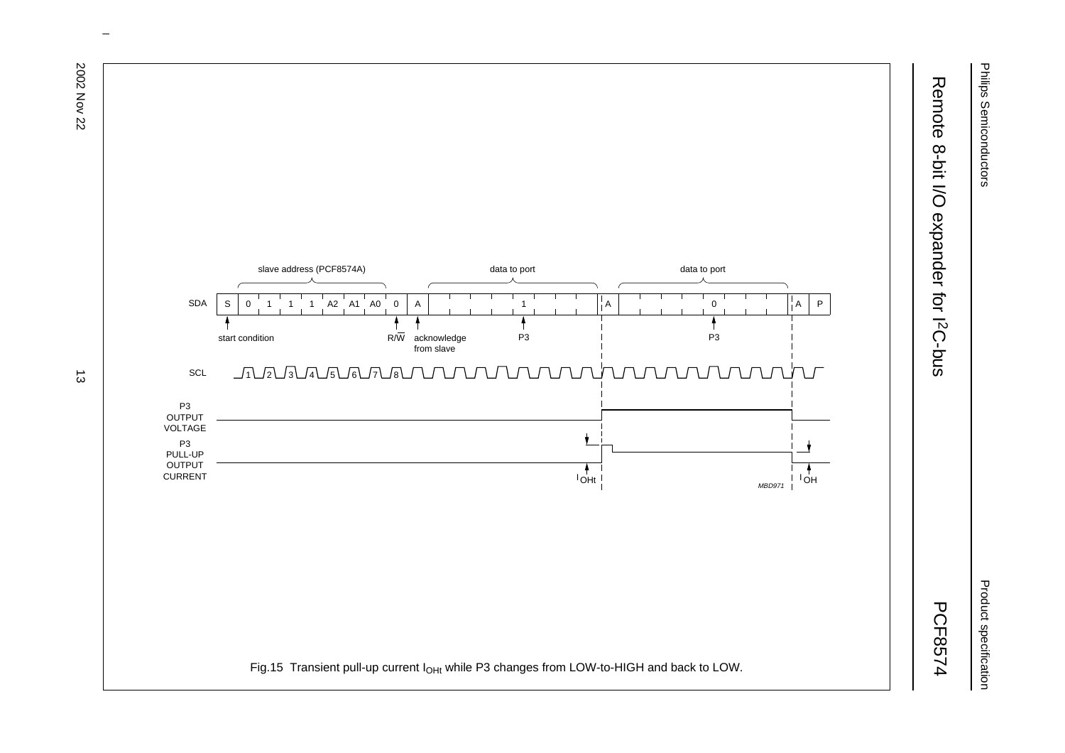Fig.15 Transient pull-up current $I_{OHt}$ while P3 changes from LOW-to-HIGH and back to LOW.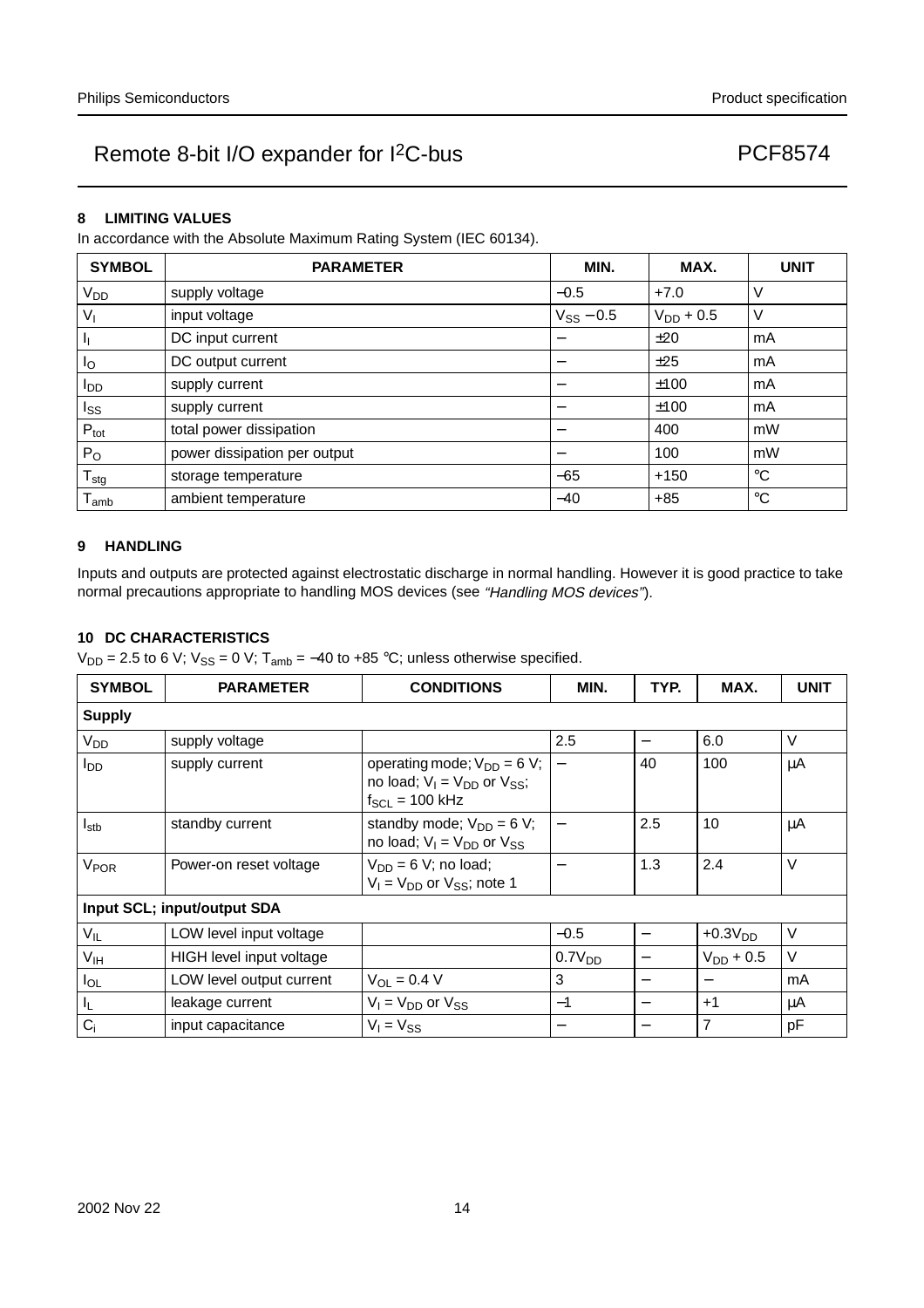## 8 LIMITING VALUES

In accordance with the Absolute Maximum Rating System (IEC 60134).

| SYMBOL | PARAMETER | MIN. | MAX. | UNIT |
|---|---|---|---|---|
| $V_{DD}$ | supply voltage | −0.5 | +7.0 | V |
| $V_I$ | input voltage | $V_{SS}$ − 0.5 | $V_{DD}$ + 0.5 | V |
| $I_I$ | DC input current | − | ±20 | mA |
| $I_O$ | DC output current | − | ±25 | mA |
| $I_{DD}$ | supply current | − | ±100 | mA |
| $I_{SS}$ | supply current | − | ±100 | mA |
| $P_{tot}$ | total power dissipation | − | 400 | mW |
| $P_O$ | power dissipation per output | − | 100 | mW |
| $T_{stg}$ | storage temperature | −65 | +150 | °C |
| $T_{amb}$ | ambient temperature | −40 | +85 | °C |

## 9 HANDLING

Inputs and outputs are protected against electrostatic discharge in normal handling. However it is good practice to take normal precautions appropriate to handling MOS devices (see *"Handling MOS devices"*).

## 10 DC CHARACTERISTICS

$V_{DD}$ = 2.5 to 6 V; $V_{SS}$ = 0 V; $T_{amb}$ = −40 to +85 °C; unless otherwise specified.

| SYMBOL | PARAMETER | CONDITIONS | MIN. | TYP. | MAX. | UNIT |
|---|---|---|---|---|---|---|
| **Supply** | | | | | | |
| $V_{DD}$ | supply voltage | | 2.5 | − | 6.0 | V |
| $I_{DD}$ | supply current | operating mode; $V_{DD}$ = 6 V; no load; $V_I$ = $V_{DD}$ or $V_{SS}$; $f_{SCL}$ = 100 kHz | − | 40 | 100 | μA |
| $I_{stb}$ | standby current | standby mode; $V_{DD}$ = 6 V; no load; $V_I$ = $V_{DD}$ or $V_{SS}$ | − | 2.5 | 10 | μA |
| $V_{POR}$ | Power-on reset voltage | $V_{DD}$ = 6 V; no load; $V_I$ = $V_{DD}$ or $V_{SS}$; note 1 | − | 1.3 | 2.4 | V |
| **Input SCL; input/output SDA** | | | | | | |
| $V_{IL}$ | LOW level input voltage | | −0.5 | − | +0.3$V_{DD}$ | V |
| $V_{IH}$ | HIGH level input voltage | | 0.7$V_{DD}$ | − | $V_{DD}$ + 0.5 | V |
| $I_{OL}$ | LOW level output current | $V_{OL}$ = 0.4 V | 3 | − | − | mA |
| $I_L$ | leakage current | $V_I$ = $V_{DD}$ or $V_{SS}$ | −1 | − | +1 | μA |
| $C_i$ | input capacitance | $V_I$ = $V_{SS}$ | − | − | 7 | pF |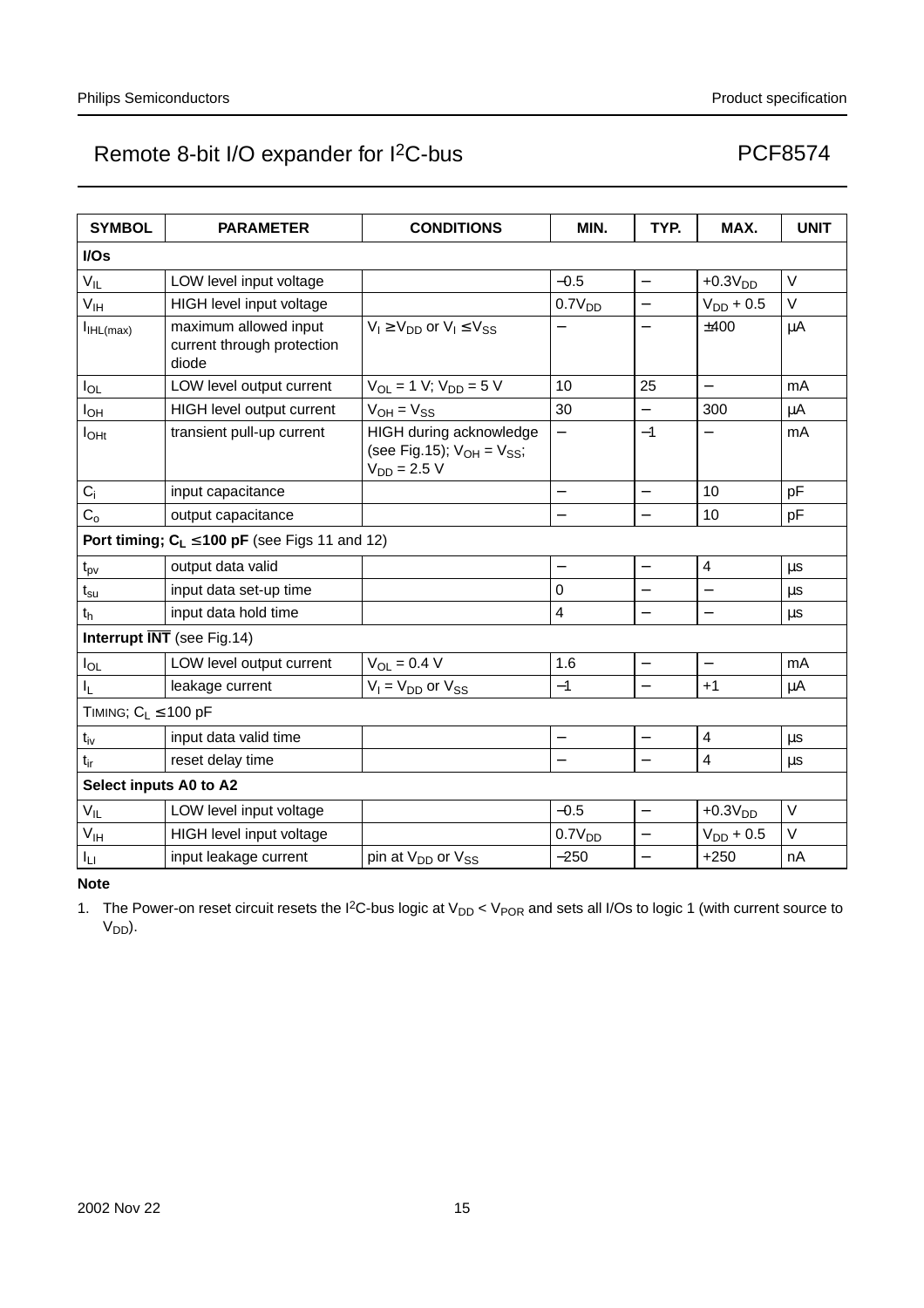| SYMBOL | PARAMETER | CONDITIONS | MIN. | TYP. | MAX. | UNIT |
|---|---|---|---|---|---|---|
| **I/Os** | | | | | | |
| $V_{IL}$ | LOW level input voltage | | −0.5 | − | $+0.3V_{DD}$ | V |
| $V_{IH}$ | HIGH level input voltage | | $0.7V_{DD}$ | − | $V_{DD} + 0.5$ | V |
| $I_{IHL(max)}$ | maximum allowed input current through protection diode | $V_I \geq V_{DD}$ or $V_I \leq V_{SS}$ | − | − | ±400 | μA |
| $I_{OL}$ | LOW level output current | $V_{OL} = 1$ V; $V_{DD} = 5$ V | 10 | 25 | − | mA |
| $I_{OH}$ | HIGH level output current | $V_{OH} = V_{SS}$ | 30 | − | 300 | μA |
| $I_{OHt}$ | transient pull-up current | HIGH during acknowledge (see Fig.15); $V_{OH} = V_{SS}$; $V_{DD} = 2.5$ V | − | −1 | − | mA |
| $C_i$ | input capacitance | | − | − | 10 | pF |
| $C_o$ | output capacitance | | − | − | 10 | pF |
| **Port timing; $C_L \leq 100$ pF** (see Figs 11 and 12) | | | | | | |
| $t_{pv}$ | output data valid | | − | − | 4 | μs |
| $t_{su}$ | input data set-up time | | 0 | − | − | μs |
| $t_h$ | input data hold time | | 4 | − | − | μs |
| **Interrupt $\overline{INT}$** (see Fig.14) | | | | | | |
| $I_{OL}$ | LOW level output current | $V_{OL} = 0.4$ V | 1.6 | − | − | mA |
| $I_L$ | leakage current | $V_I = V_{DD}$ or $V_{SS}$ | −1 | − | +1 | μA |
| TIMING; $C_L \leq 100$ pF | | | | | | |
| $t_{iv}$ | input data valid time | | − | − | 4 | μs |
| $t_{ir}$ | reset delay time | | − | − | 4 | μs |
| **Select inputs A0 to A2** | | | | | | |
| $V_{IL}$ | LOW level input voltage | | −0.5 | − | $+0.3V_{DD}$ | V |
| $V_{IH}$ | HIGH level input voltage | | $0.7V_{DD}$ | − | $V_{DD} + 0.5$ | V |
| $I_{LI}$ | input leakage current | pin at $V_{DD}$ or $V_{SS}$ | −250 | − | +250 | nA |

**Note**

1. The Power-on reset circuit resets the I²C-bus logic at $V_{DD} < V_{POR}$ and sets all I/Os to logic 1 (with current source to $V_{DD}$).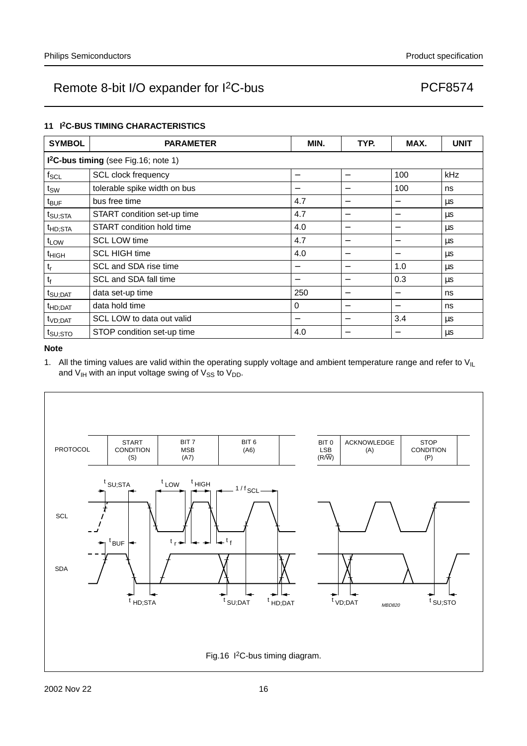## 11 I²C-BUS TIMING CHARACTERISTICS

| SYMBOL | PARAMETER | MIN. | TYP. | MAX. | UNIT |
|---|---|---|---|---|---|
| **I²C-bus timing** (see Fig.16; note 1) | | | | | |
| $f_{SCL}$ | SCL clock frequency | − | − | 100 | kHz |
| $t_{SW}$ | tolerable spike width on bus | − | − | 100 | ns |
| $t_{BUF}$ | bus free time | 4.7 | − | − | μs |
| $t_{SU;STA}$ | START condition set-up time | 4.7 | − | − | μs |
| $t_{HD;STA}$ | START condition hold time | 4.0 | − | − | μs |
| $t_{LOW}$ | SCL LOW time | 4.7 | − | − | μs |
| $t_{HIGH}$ | SCL HIGH time | 4.0 | − | − | μs |
| $t_r$ | SCL and SDA rise time | − | − | 1.0 | μs |
| $t_f$ | SCL and SDA fall time | − | − | 0.3 | μs |
| $t_{SU;DAT}$ | data set-up time | 250 | − | − | ns |
| $t_{HD;DAT}$ | data hold time | 0 | − | − | ns |
| $t_{VD;DAT}$ | SCL LOW to data out valid | − | − | 3.4 | μs |
| $t_{SU;STO}$ | STOP condition set-up time | 4.0 | − | − | μs |

**Note**

1. All the timing values are valid within the operating supply voltage and ambient temperature range and refer to $V_{IL}$ and $V_{IH}$ with an input voltage swing of $V_{SS}$ to $V_{DD}$.

Fig.16 I²C-bus timing diagram.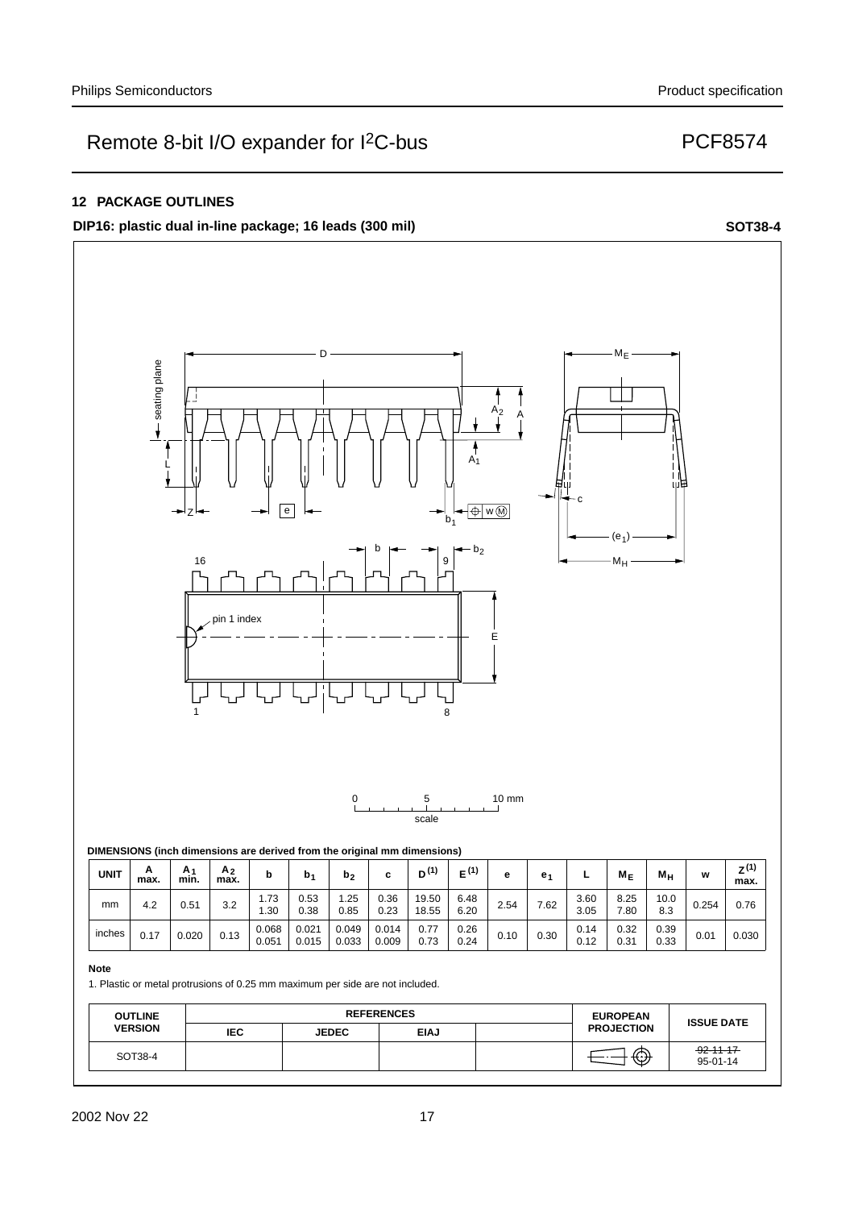## 12 PACKAGE OUTLINES

**DIP16: plastic dual in-line package; 16 leads (300 mil)** **SOT38-4**

**DIMENSIONS (inch dimensions are derived from the original mm dimensions)**

| UNIT | A max. | $A_1$ min. | $A_2$ max. | b | $b_1$ | $b_2$ | c | $D^{(1)}$ | $E^{(1)}$ | e | $e_1$ | L | $M_E$ | $M_H$ | w | $Z^{(1)}$ max. |
|---|---|---|---|---|---|---|---|---|---|---|---|---|---|---|---|---|
| mm | 4.2 | 0.51 | 3.2 | 1.73<br>1.30 | 0.53<br>0.38 | 1.25<br>0.85 | 0.36<br>0.23 | 19.50<br>18.55 | 6.48<br>6.20 | 2.54 | 7.62 | 3.60<br>3.05 | 8.25<br>7.80 | 10.0<br>8.3 | 0.254 | 0.76 |
| inches | 0.17 | 0.020 | 0.13 | 0.068<br>0.051 | 0.021<br>0.015 | 0.049<br>0.033 | 0.014<br>0.009 | 0.77<br>0.73 | 0.26<br>0.24 | 0.10 | 0.30 | 0.14<br>0.12 | 0.32<br>0.31 | 0.39<br>0.33 | 0.01 | 0.030 |

**Note**

1. Plastic or metal protrusions of 0.25 mm maximum per side are not included.

| OUTLINE VERSION | REFERENCES | | | | EUROPEAN PROJECTION | ISSUE DATE |
|---|---|---|---|---|---|---|
| | IEC | JEDEC | EIAJ | | | |
| SOT38-4 | | | | | | ~~92-11-17~~<br>95-01-14 |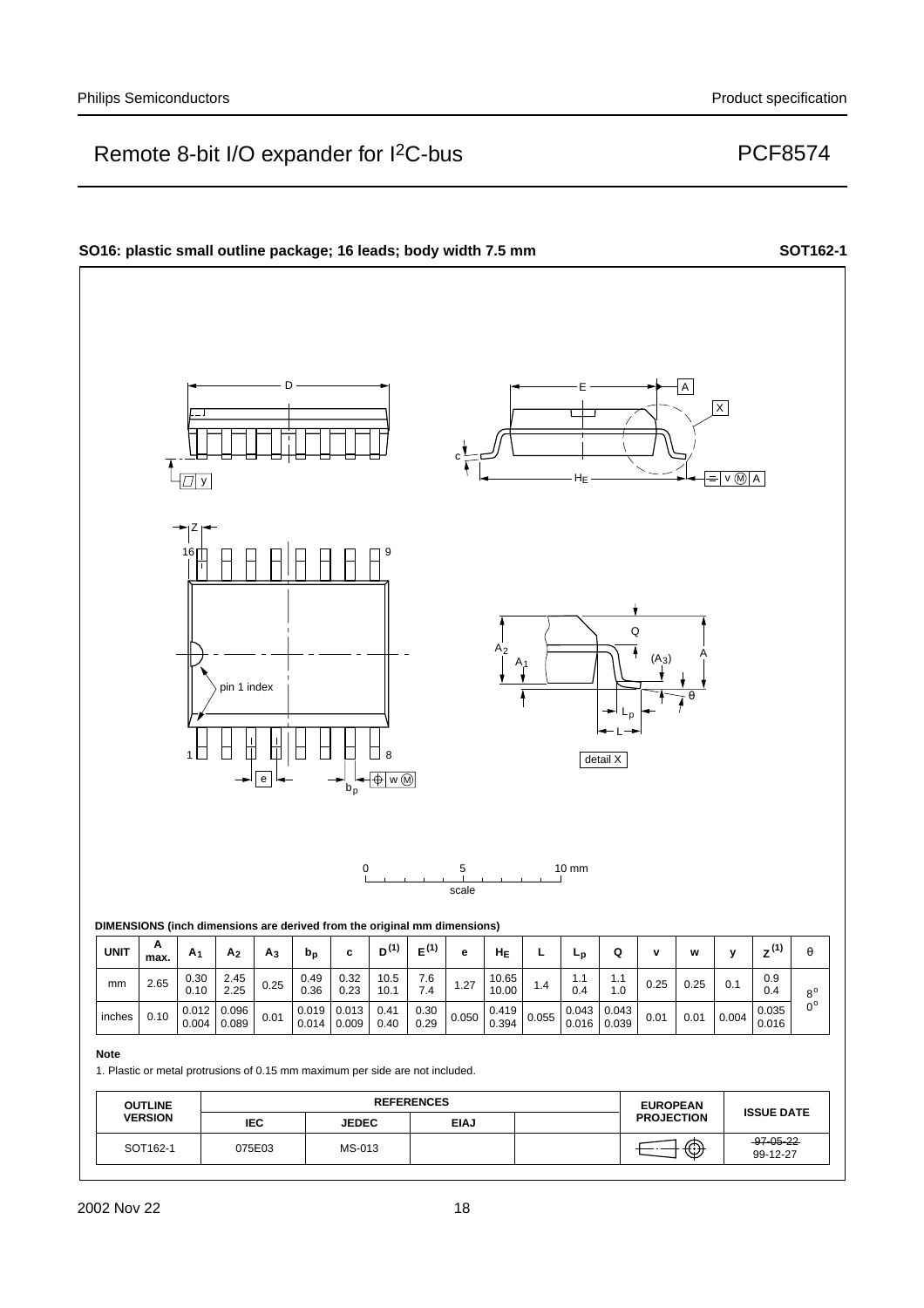**SO16: plastic small outline package; 16 leads; body width 7.5 mm** **SOT162-1**

**DIMENSIONS (inch dimensions are derived from the original mm dimensions)**

| UNIT | A max. | $A_1$ | $A_2$ | $A_3$ | $b_p$ | c | $D^{(1)}$ | $E^{(1)}$ | e | $H_E$ | L | $L_p$ | Q | v | w | y | $Z^{(1)}$ | θ |
|---|---|---|---|---|---|---|---|---|---|---|---|---|---|---|---|---|---|---|
| mm | 2.65 | 0.30<br>0.10 | 2.45<br>2.25 | 0.25 | 0.49<br>0.36 | 0.32<br>0.23 | 10.5<br>10.1 | 7.6<br>7.4 | 1.27 | 10.65<br>10.00 | 1.4 | 1.1<br>0.4 | 1.1<br>1.0 | 0.25 | 0.25 | 0.1 | 0.9<br>0.4 | 8°<br>0° |
| inches | 0.10 | 0.012<br>0.004 | 0.096<br>0.089 | 0.01 | 0.019<br>0.014 | 0.013<br>0.009 | 0.41<br>0.40 | 0.30<br>0.29 | 0.050 | 0.419<br>0.394 | 0.055 | 0.043<br>0.016 | 0.043<br>0.039 | 0.01 | 0.01 | 0.004 | 0.035<br>0.016 | |

**Note**

1. Plastic or metal protrusions of 0.15 mm maximum per side are not included.

| OUTLINE VERSION | REFERENCES | | | | EUROPEAN PROJECTION | ISSUE DATE |
|---|---|---|---|---|---|---|
| | IEC | JEDEC | EIAJ | | | |
| SOT162-1 | 075E03 | MS-013 | | | | ~~97-05-22~~<br>99-12-27 |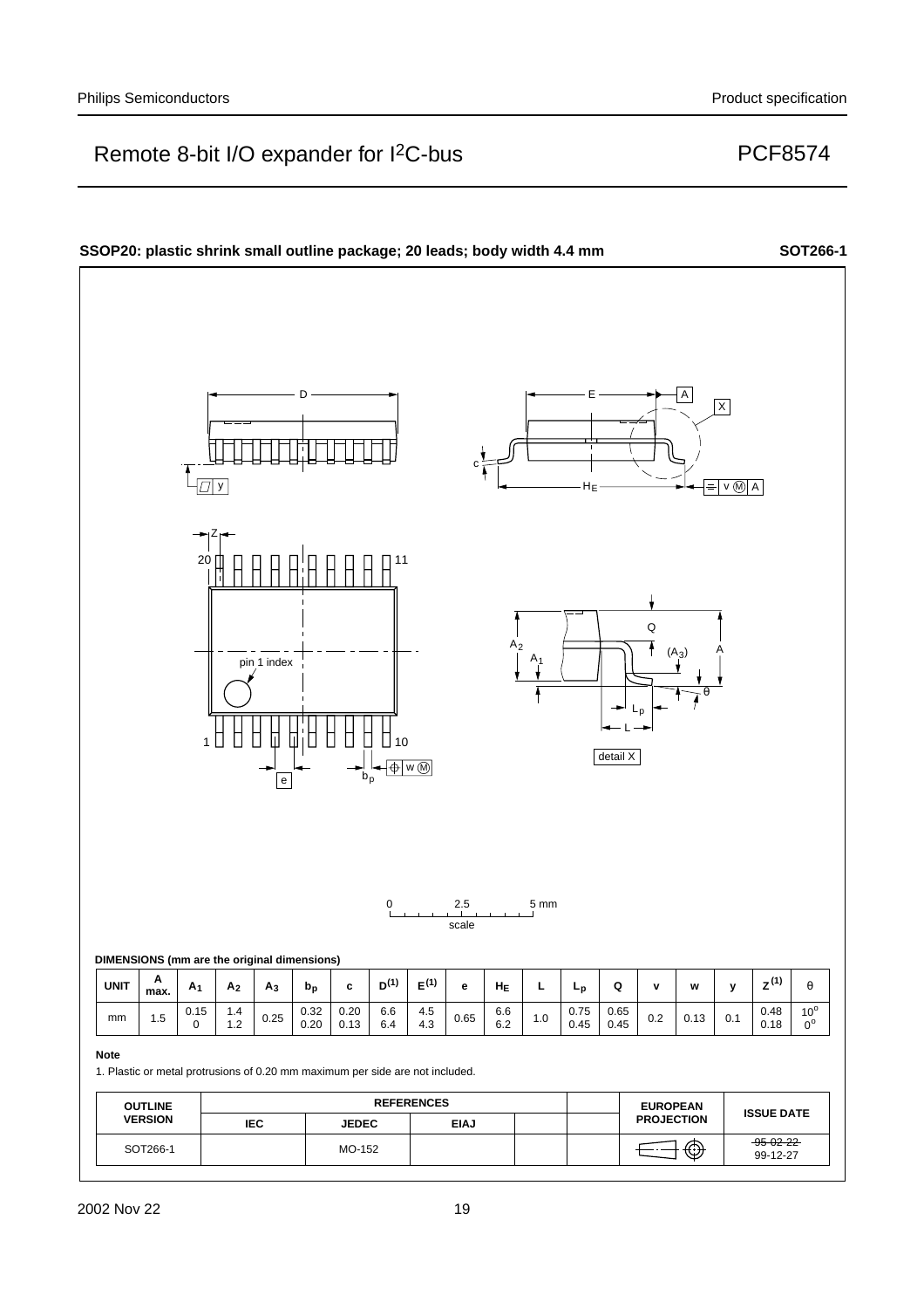**SSOP20: plastic shrink small outline package; 20 leads; body width 4.4 mm** **SOT266-1**

**DIMENSIONS (mm are the original dimensions)**

| UNIT | A max. | $A_1$ | $A_2$ | $A_3$ | $b_p$ | c | $D^{(1)}$ | $E^{(1)}$ | e | $H_E$ | L | $L_p$ | Q | v | w | y | $Z^{(1)}$ | θ |
|---|---|---|---|---|---|---|---|---|---|---|---|---|---|---|---|---|---|---|
| mm | 1.5 | 0.15<br>0 | 1.4<br>1.2 | 0.25 | 0.32<br>0.20 | 0.20<br>0.13 | 6.6<br>6.4 | 4.5<br>4.3 | 0.65 | 6.6<br>6.2 | 1.0 | 0.75<br>0.45 | 0.65<br>0.45 | 0.2 | 0.13 | 0.1 | 0.48<br>0.18 | 10°<br>0° |

**Note**

1. Plastic or metal protrusions of 0.20 mm maximum per side are not included.

| OUTLINE VERSION | REFERENCES | | | | EUROPEAN PROJECTION | ISSUE DATE |
|---|---|---|---|---|---|---|
| | IEC | JEDEC | EIAJ | | | |
| SOT266-1 | | MO-152 | | | | ~~95-02-22~~<br>99-12-27 |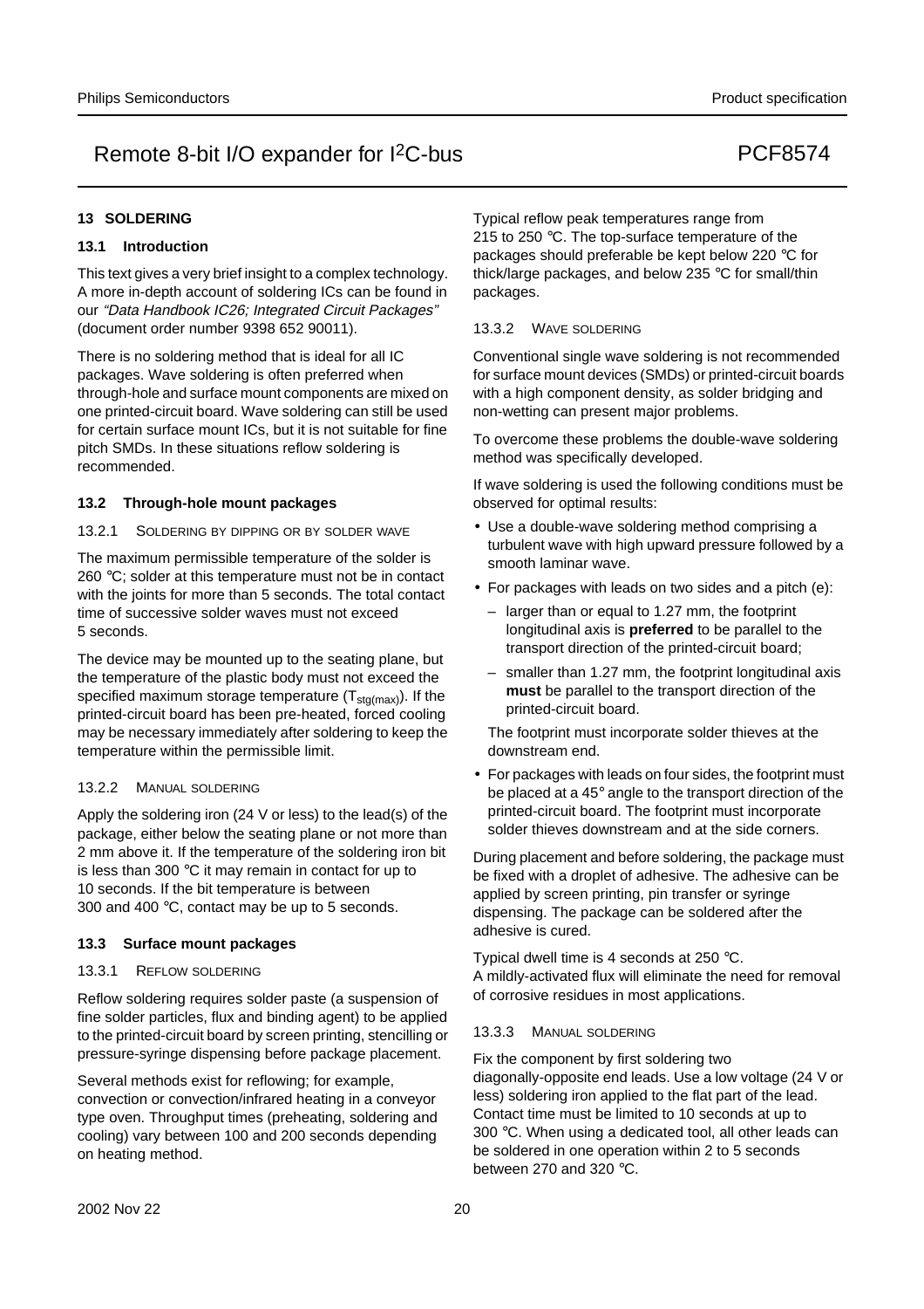## 13 SOLDERING

### 13.1 Introduction

This text gives a very brief insight to a complex technology. A more in-depth account of soldering ICs can be found in our *"Data Handbook IC26; Integrated Circuit Packages"* (document order number 9398 652 90011).

There is no soldering method that is ideal for all IC packages. Wave soldering is often preferred when through-hole and surface mount components are mixed on one printed-circuit board. Wave soldering can still be used for certain surface mount ICs, but it is not suitable for fine pitch SMDs. In these situations reflow soldering is recommended.

### 13.2 Through-hole mount packages

#### 13.2.1 SOLDERING BY DIPPING OR BY SOLDER WAVE

The maximum permissible temperature of the solder is 260 °C; solder at this temperature must not be in contact with the joints for more than 5 seconds. The total contact time of successive solder waves must not exceed 5 seconds.

The device may be mounted up to the seating plane, but the temperature of the plastic body must not exceed the specified maximum storage temperature ($T_{stg(max)}$). If the printed-circuit board has been pre-heated, forced cooling may be necessary immediately after soldering to keep the temperature within the permissible limit.

#### 13.2.2 MANUAL SOLDERING

Apply the soldering iron (24 V or less) to the lead(s) of the package, either below the seating plane or not more than 2 mm above it. If the temperature of the soldering iron bit is less than 300 °C it may remain in contact for up to 10 seconds. If the bit temperature is between 300 and 400 °C, contact may be up to 5 seconds.

### 13.3 Surface mount packages

#### 13.3.1 REFLOW SOLDERING

Reflow soldering requires solder paste (a suspension of fine solder particles, flux and binding agent) to be applied to the printed-circuit board by screen printing, stencilling or pressure-syringe dispensing before package placement.

Several methods exist for reflowing; for example, convection or convection/infrared heating in a conveyor type oven. Throughput times (preheating, soldering and cooling) vary between 100 and 200 seconds depending on heating method.

Typical reflow peak temperatures range from 215 to 250 °C. The top-surface temperature of the packages should preferable be kept below 220 °C for thick/large packages, and below 235 °C for small/thin packages.

#### 13.3.2 WAVE SOLDERING

Conventional single wave soldering is not recommended for surface mount devices (SMDs) or printed-circuit boards with a high component density, as solder bridging and non-wetting can present major problems.

To overcome these problems the double-wave soldering method was specifically developed.

If wave soldering is used the following conditions must be observed for optimal results:

- Use a double-wave soldering method comprising a turbulent wave with high upward pressure followed by a smooth laminar wave.
- For packages with leads on two sides and a pitch (e):
  - larger than or equal to 1.27 mm, the footprint longitudinal axis is **preferred** to be parallel to the transport direction of the printed-circuit board;
  - smaller than 1.27 mm, the footprint longitudinal axis **must** be parallel to the transport direction of the printed-circuit board.

  The footprint must incorporate solder thieves at the downstream end.
- For packages with leads on four sides, the footprint must be placed at a 45° angle to the transport direction of the printed-circuit board. The footprint must incorporate solder thieves downstream and at the side corners.

During placement and before soldering, the package must be fixed with a droplet of adhesive. The adhesive can be applied by screen printing, pin transfer or syringe dispensing. The package can be soldered after the adhesive is cured.

Typical dwell time is 4 seconds at 250 °C.
A mildly-activated flux will eliminate the need for removal of corrosive residues in most applications.

#### 13.3.3 MANUAL SOLDERING

Fix the component by first soldering two diagonally-opposite end leads. Use a low voltage (24 V or less) soldering iron applied to the flat part of the lead. Contact time must be limited to 10 seconds at up to 300 °C. When using a dedicated tool, all other leads can be soldered in one operation within 2 to 5 seconds between 270 and 320 °C.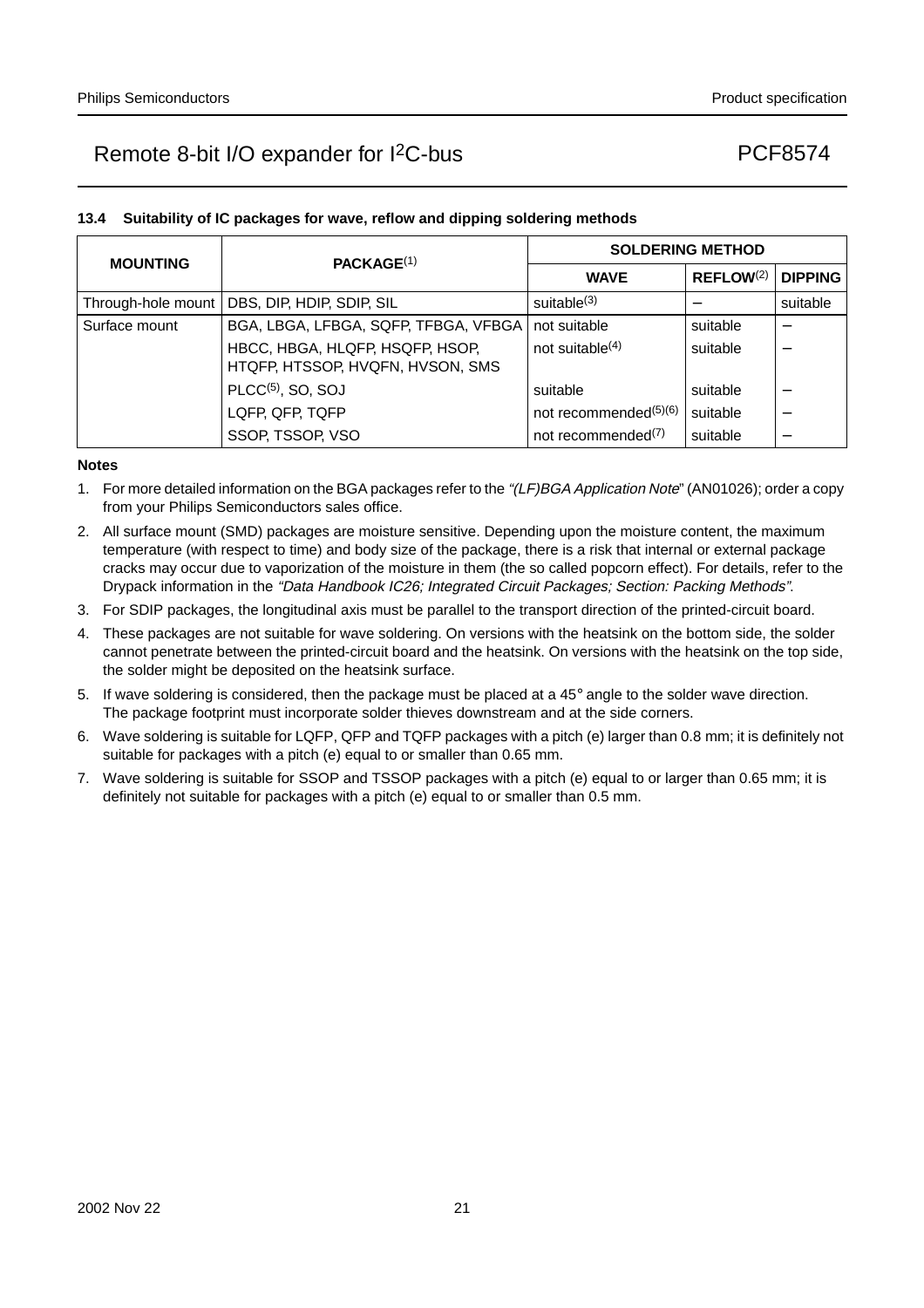### 13.4 Suitability of IC packages for wave, reflow and dipping soldering methods

| MOUNTING | PACKAGE[1] | SOLDERING METHOD | | |
|---|---|---|---|---|
| | | WAVE | REFLOW[2] | DIPPING |
| Through-hole mount | DBS, DIP, HDIP, SDIP, SIL | suitable[3] | − | suitable |
| Surface mount | BGA, LBGA, LFBGA, SQFP, TFBGA, VFBGA | not suitable | suitable | − |
| | HBCC, HBGA, HLQFP, HSQFP, HSOP, HTQFP, HTSSOP, HVQFN, HVSON, SMS | not suitable[4] | suitable | − |
| | PLCC[5], SO, SOJ | suitable | suitable | − |
| | LQFP, QFP, TQFP | not recommended[5][6] | suitable | − |
| | SSOP, TSSOP, VSO | not recommended[7] | suitable | − |

**Notes**

1. For more detailed information on the BGA packages refer to the *"(LF)BGA Application Note"* (AN01026); order a copy from your Philips Semiconductors sales office.
2. All surface mount (SMD) packages are moisture sensitive. Depending upon the moisture content, the maximum temperature (with respect to time) and body size of the package, there is a risk that internal or external package cracks may occur due to vaporization of the moisture in them (the so called popcorn effect). For details, refer to the Drypack information in the *"Data Handbook IC26; Integrated Circuit Packages; Section: Packing Methods"*.
3. For SDIP packages, the longitudinal axis must be parallel to the transport direction of the printed-circuit board.
4. These packages are not suitable for wave soldering. On versions with the heatsink on the bottom side, the solder cannot penetrate between the printed-circuit board and the heatsink. On versions with the heatsink on the top side, the solder might be deposited on the heatsink surface.
5. If wave soldering is considered, then the package must be placed at a 45° angle to the solder wave direction. The package footprint must incorporate solder thieves downstream and at the side corners.
6. Wave soldering is suitable for LQFP, QFP and TQFP packages with a pitch (e) larger than 0.8 mm; it is definitely not suitable for packages with a pitch (e) equal to or smaller than 0.65 mm.
7. Wave soldering is suitable for SSOP and TSSOP packages with a pitch (e) equal to or larger than 0.65 mm; it is definitely not suitable for packages with a pitch (e) equal to or smaller than 0.5 mm.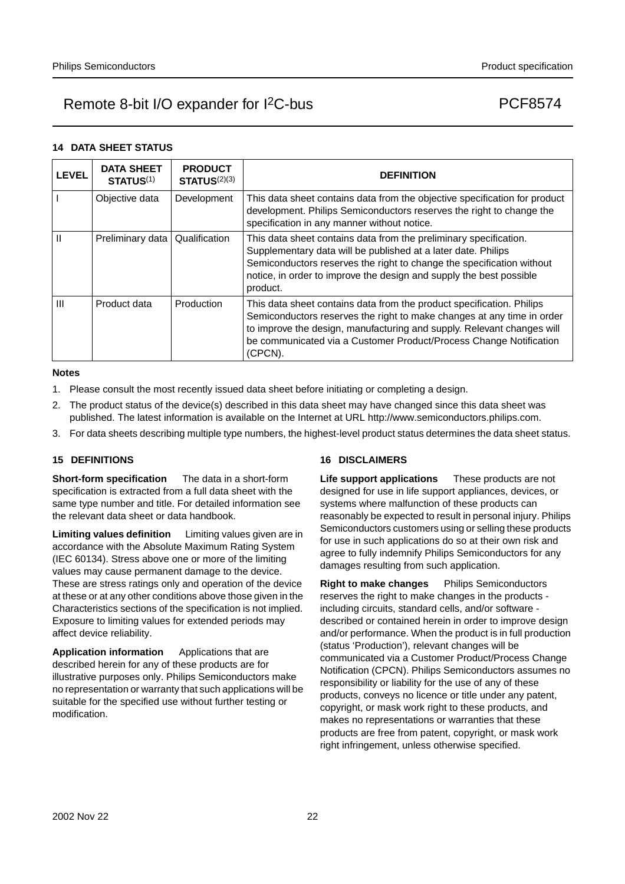## 14 DATA SHEET STATUS

| LEVEL | DATA SHEET STATUS[1] | PRODUCT STATUS[2][3] | DEFINITION |
|---|---|---|---|
| I | Objective data | Development | This data sheet contains data from the objective specification for product development. Philips Semiconductors reserves the right to change the specification in any manner without notice. |
| II | Preliminary data | Qualification | This data sheet contains data from the preliminary specification. Supplementary data will be published at a later date. Philips Semiconductors reserves the right to change the specification without notice, in order to improve the design and supply the best possible product. |
| III | Product data | Production | This data sheet contains data from the product specification. Philips Semiconductors reserves the right to make changes at any time in order to improve the design, manufacturing and supply. Relevant changes will be communicated via a Customer Product/Process Change Notification (CPCN). |

**Notes**

1. Please consult the most recently issued data sheet before initiating or completing a design.
2. The product status of the device(s) described in this data sheet may have changed since this data sheet was published. The latest information is available on the Internet at URL http://www.semiconductors.philips.com.
3. For data sheets describing multiple type numbers, the highest-level product status determines the data sheet status.

## 15 DEFINITIONS

**Short-form specification** — The data in a short-form specification is extracted from a full data sheet with the same type number and title. For detailed information see the relevant data sheet or data handbook.

**Limiting values definition** — Limiting values given are in accordance with the Absolute Maximum Rating System (IEC 60134). Stress above one or more of the limiting values may cause permanent damage to the device. These are stress ratings only and operation of the device at these or at any other conditions above those given in the Characteristics sections of the specification is not implied. Exposure to limiting values for extended periods may affect device reliability.

**Application information** — Applications that are described herein for any of these products are for illustrative purposes only. Philips Semiconductors make no representation or warranty that such applications will be suitable for the specified use without further testing or modification.

## 16 DISCLAIMERS

**Life support applications** — These products are not designed for use in life support appliances, devices, or systems where malfunction of these products can reasonably be expected to result in personal injury. Philips Semiconductors customers using or selling these products for use in such applications do so at their own risk and agree to fully indemnify Philips Semiconductors for any damages resulting from such application.

**Right to make changes** — Philips Semiconductors reserves the right to make changes in the products - including circuits, standard cells, and/or software - described or contained herein in order to improve design and/or performance. When the product is in full production (status 'Production'), relevant changes will be communicated via a Customer Product/Process Change Notification (CPCN). Philips Semiconductors assumes no responsibility or liability for the use of any of these products, conveys no licence or title under any patent, copyright, or mask work right to these products, and makes no representations or warranties that these products are free from patent, copyright, or mask work right infringement, unless otherwise specified.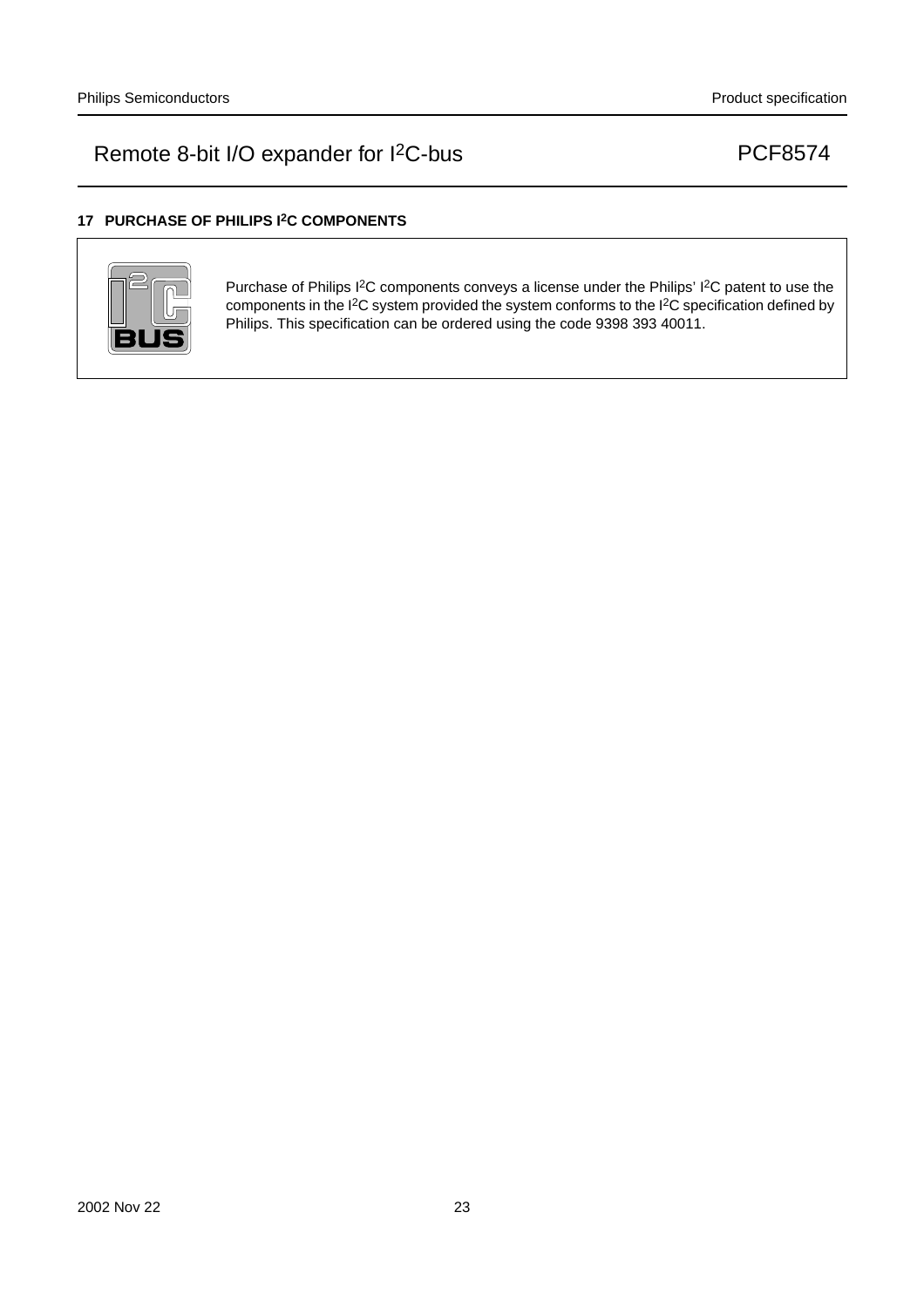## 17 PURCHASE OF PHILIPS I$^2$C COMPONENTS

Purchase of Philips I$^2$C components conveys a license under the Philips' I$^2$C patent to use the components in the I$^2$C system provided the system conforms to the I$^2$C specification defined by Philips. This specification can be ordered using the code 9398 393 40011.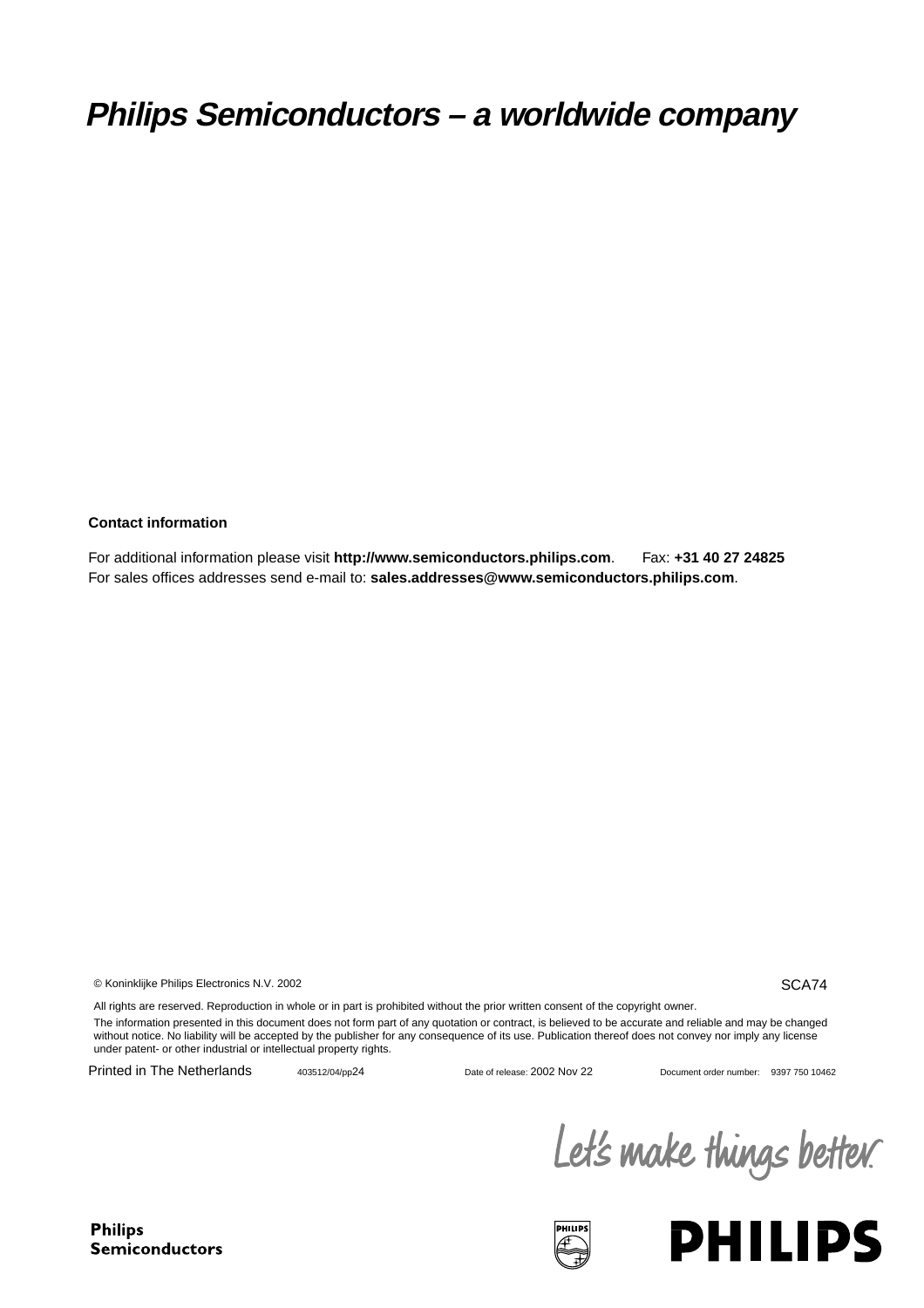# *Philips Semiconductors – a worldwide company*

**Contact information**

For additional information please visit **http://www.semiconductors.philips.com**. Fax: **+31 40 27 24825**
For sales offices addresses send e-mail to: **sales.addresses@www.semiconductors.philips.com**.

© Koninklijke Philips Electronics N.V. 2002

SCA74

All rights are reserved. Reproduction in whole or in part is prohibited without the prior written consent of the copyright owner.

The information presented in this document does not form part of any quotation or contract, is believed to be accurate and reliable and may be changed without notice. No liability will be accepted by the publisher for any consequence of its use. Publication thereof does not convey nor imply any license under patent- or other industrial or intellectual property rights.

Printed in The Netherlands 403512/04/pp24 Date of release: 2002 Nov 22 Document order number: 9397 750 10462

Let's make things better.

Philips Semiconductors

PHILIPS